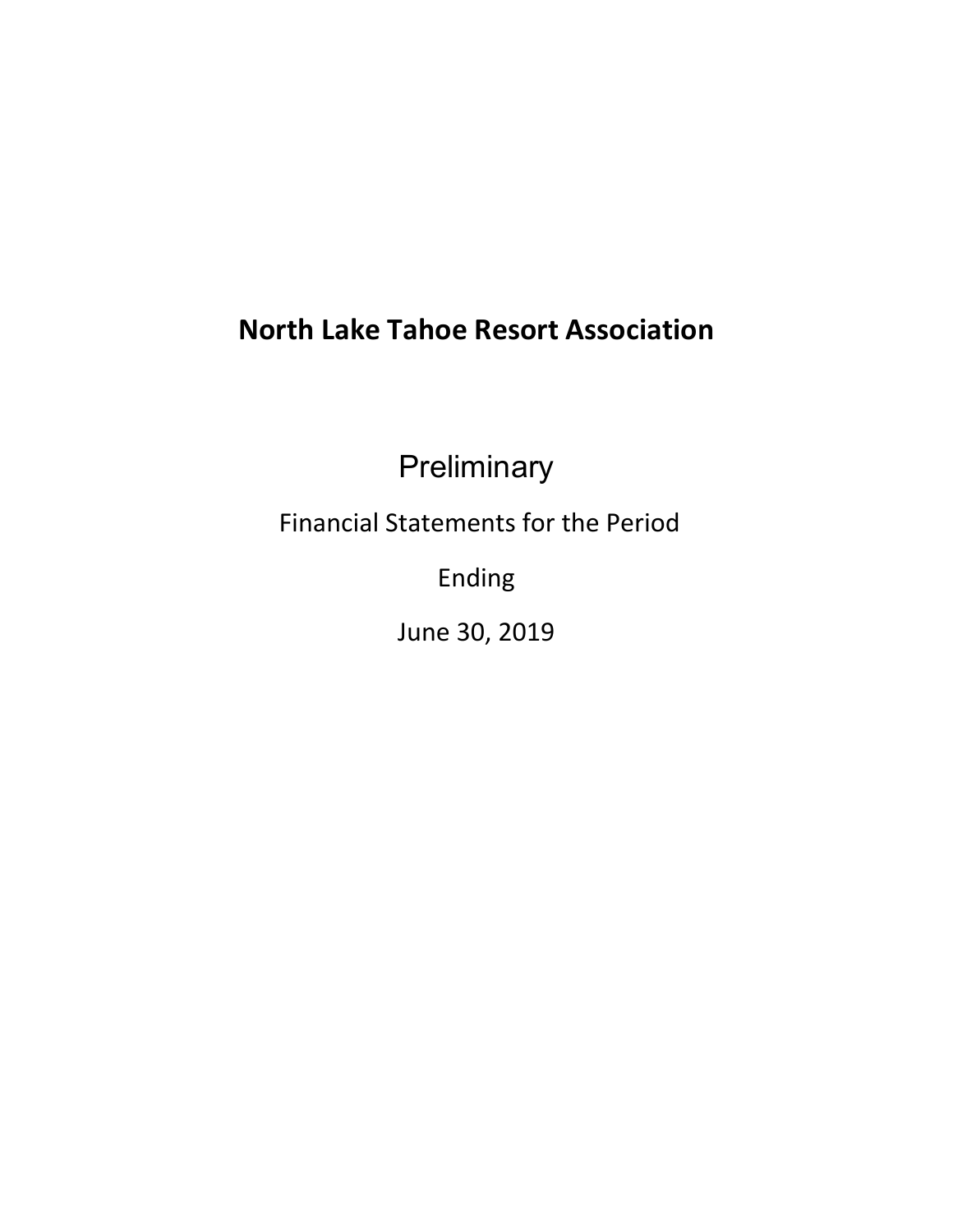# North Lake Tahoe Resort Association

Preliminary

Financial Statements for the Period

Ending

June 30, 2019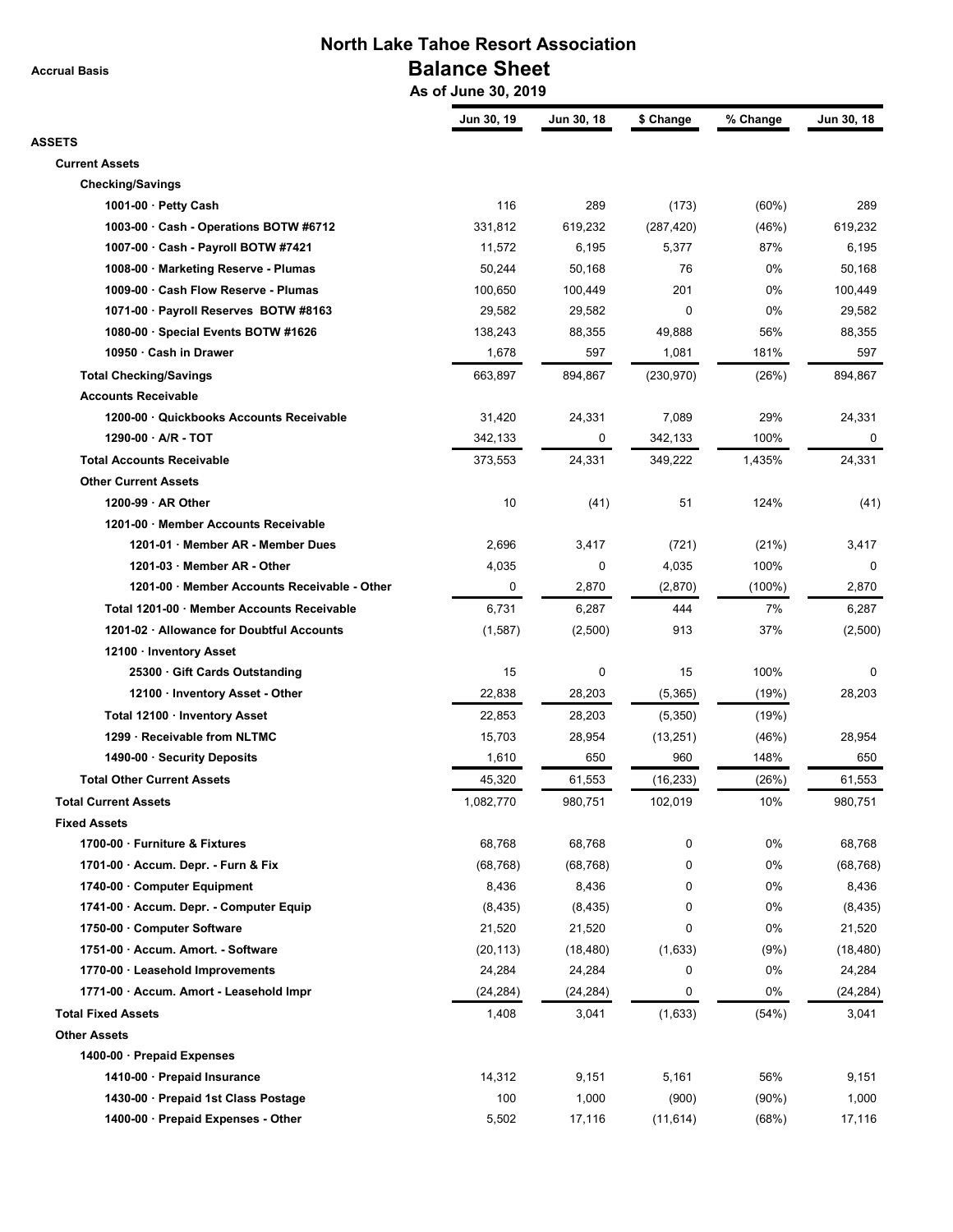# North Lake Tahoe Resort Association

## Balance Sheet

**As of June 30, 2019**

Accrual Basis

| | Jun 30, 19 | Jun 30, 18 | $ Change | % Change | Jun 30, 18 |
|---|---|---|---|---|---|
| **ASSETS** | | | | | |
| **Current Assets** | | | | | |
| **Checking/Savings** | | | | | |
| **1001-00 · Petty Cash** | 116 | 289 | (173) | (60%) | 289 |
| **1003-00 · Cash - Operations BOTW #6712** | 331,812 | 619,232 | (287,420) | (46%) | 619,232 |
| **1007-00 · Cash - Payroll BOTW #7421** | 11,572 | 6,195 | 5,377 | 87% | 6,195 |
| **1008-00 · Marketing Reserve - Plumas** | 50,244 | 50,168 | 76 | 0% | 50,168 |
| **1009-00 · Cash Flow Reserve - Plumas** | 100,650 | 100,449 | 201 | 0% | 100,449 |
| **1071-00 · Payroll Reserves BOTW #8163** | 29,582 | 29,582 | 0 | 0% | 29,582 |
| **1080-00 · Special Events BOTW #1626** | 138,243 | 88,355 | 49,888 | 56% | 88,355 |
| **10950 · Cash in Drawer** | 1,678 | 597 | 1,081 | 181% | 597 |
| **Total Checking/Savings** | 663,897 | 894,867 | (230,970) | (26%) | 894,867 |
| **Accounts Receivable** | | | | | |
| **1200-00 · Quickbooks Accounts Receivable** | 31,420 | 24,331 | 7,089 | 29% | 24,331 |
| **1290-00 · A/R - TOT** | 342,133 | 0 | 342,133 | 100% | 0 |
| **Total Accounts Receivable** | 373,553 | 24,331 | 349,222 | 1,435% | 24,331 |
| **Other Current Assets** | | | | | |
| **1200-99 · AR Other** | 10 | (41) | 51 | 124% | (41) |
| **1201-00 · Member Accounts Receivable** | | | | | |
| **1201-01 · Member AR - Member Dues** | 2,696 | 3,417 | (721) | (21%) | 3,417 |
| **1201-03 · Member AR - Other** | 4,035 | 0 | 4,035 | 100% | 0 |
| **1201-00 · Member Accounts Receivable - Other** | 0 | 2,870 | (2,870) | (100%) | 2,870 |
| **Total 1201-00 · Member Accounts Receivable** | 6,731 | 6,287 | 444 | 7% | 6,287 |
| **1201-02 · Allowance for Doubtful Accounts** | (1,587) | (2,500) | 913 | 37% | (2,500) |
| **12100 · Inventory Asset** | | | | | |
| **25300 · Gift Cards Outstanding** | 15 | 0 | 15 | 100% | 0 |
| **12100 · Inventory Asset - Other** | 22,838 | 28,203 | (5,365) | (19%) | 28,203 |
| **Total 12100 · Inventory Asset** | 22,853 | 28,203 | (5,350) | (19%) | |
| **1299 · Receivable from NLTMC** | 15,703 | 28,954 | (13,251) | (46%) | 28,954 |
| **1490-00 · Security Deposits** | 1,610 | 650 | 960 | 148% | 650 |
| **Total Other Current Assets** | 45,320 | 61,553 | (16,233) | (26%) | 61,553 |
| **Total Current Assets** | 1,082,770 | 980,751 | 102,019 | 10% | 980,751 |
| **Fixed Assets** | | | | | |
| **1700-00 · Furniture & Fixtures** | 68,768 | 68,768 | 0 | 0% | 68,768 |
| **1701-00 · Accum. Depr. - Furn & Fix** | (68,768) | (68,768) | 0 | 0% | (68,768) |
| **1740-00 · Computer Equipment** | 8,436 | 8,436 | 0 | 0% | 8,436 |
| **1741-00 · Accum. Depr. - Computer Equip** | (8,435) | (8,435) | 0 | 0% | (8,435) |
| **1750-00 · Computer Software** | 21,520 | 21,520 | 0 | 0% | 21,520 |
| **1751-00 · Accum. Amort. - Software** | (20,113) | (18,480) | (1,633) | (9%) | (18,480) |
| **1770-00 · Leasehold Improvements** | 24,284 | 24,284 | 0 | 0% | 24,284 |
| **1771-00 · Accum. Amort - Leasehold Impr** | (24,284) | (24,284) | 0 | 0% | (24,284) |
| **Total Fixed Assets** | 1,408 | 3,041 | (1,633) | (54%) | 3,041 |
| **Other Assets** | | | | | |
| **1400-00 · Prepaid Expenses** | | | | | |
| **1410-00 · Prepaid Insurance** | 14,312 | 9,151 | 5,161 | 56% | 9,151 |
| **1430-00 · Prepaid 1st Class Postage** | 100 | 1,000 | (900) | (90%) | 1,000 |
| **1400-00 · Prepaid Expenses - Other** | 5,502 | 17,116 | (11,614) | (68%) | 17,116 |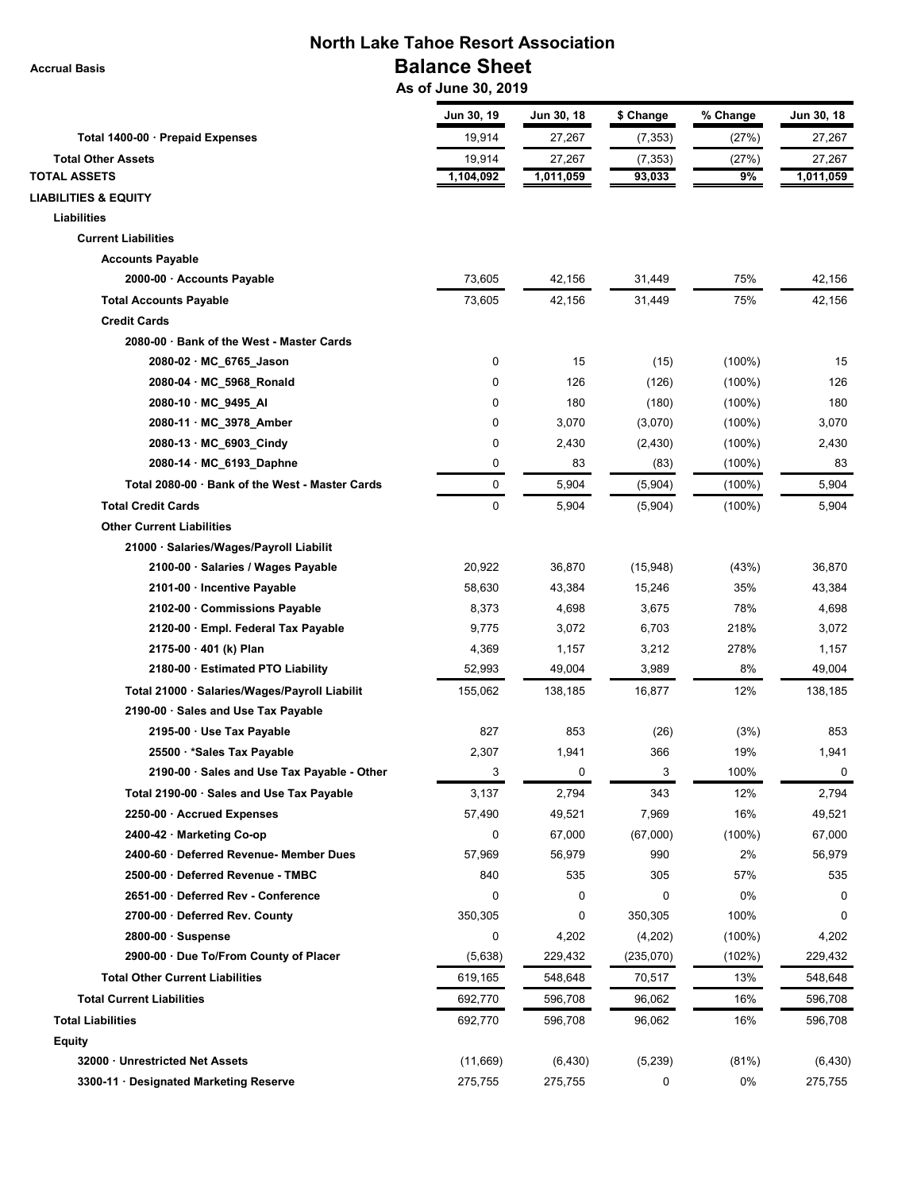# North Lake Tahoe Resort Association

## Balance Sheet

**As of June 30, 2019**

Accrual Basis

| | Jun 30, 19 | Jun 30, 18 | $ Change | % Change | Jun 30, 18 |
|---|---|---|---|---|---|
| **Total 1400-00 · Prepaid Expenses** | 19,914 | 27,267 | (7,353) | (27%) | 27,267 |
| **Total Other Assets** | 19,914 | 27,267 | (7,353) | (27%) | 27,267 |
| **TOTAL ASSETS** | 1,104,092 | 1,011,059 | 93,033 | 9% | 1,011,059 |
| **LIABILITIES & EQUITY** | | | | | |
| **Liabilities** | | | | | |
| **Current Liabilities** | | | | | |
| **Accounts Payable** | | | | | |
| 2000-00 · Accounts Payable | 73,605 | 42,156 | 31,449 | 75% | 42,156 |
| **Total Accounts Payable** | 73,605 | 42,156 | 31,449 | 75% | 42,156 |
| **Credit Cards** | | | | | |
| 2080-00 · Bank of the West - Master Cards | | | | | |
| 2080-02 · MC_6765_Jason | 0 | 15 | (15) | (100%) | 15 |
| 2080-04 · MC_5968_Ronald | 0 | 126 | (126) | (100%) | 126 |
| 2080-10 · MC_9495_Al | 0 | 180 | (180) | (100%) | 180 |
| 2080-11 · MC_3978_Amber | 0 | 3,070 | (3,070) | (100%) | 3,070 |
| 2080-13 · MC_6903_Cindy | 0 | 2,430 | (2,430) | (100%) | 2,430 |
| 2080-14 · MC_6193_Daphne | 0 | 83 | (83) | (100%) | 83 |
| Total 2080-00 · Bank of the West - Master Cards | 0 | 5,904 | (5,904) | (100%) | 5,904 |
| **Total Credit Cards** | 0 | 5,904 | (5,904) | (100%) | 5,904 |
| **Other Current Liabilities** | | | | | |
| 21000 · Salaries/Wages/Payroll Liabilit | | | | | |
| 2100-00 · Salaries / Wages Payable | 20,922 | 36,870 | (15,948) | (43%) | 36,870 |
| 2101-00 · Incentive Payable | 58,630 | 43,384 | 15,246 | 35% | 43,384 |
| 2102-00 · Commissions Payable | 8,373 | 4,698 | 3,675 | 78% | 4,698 |
| 2120-00 · Empl. Federal Tax Payable | 9,775 | 3,072 | 6,703 | 218% | 3,072 |
| 2175-00 · 401 (k) Plan | 4,369 | 1,157 | 3,212 | 278% | 1,157 |
| 2180-00 · Estimated PTO Liability | 52,993 | 49,004 | 3,989 | 8% | 49,004 |
| Total 21000 · Salaries/Wages/Payroll Liabilit | 155,062 | 138,185 | 16,877 | 12% | 138,185 |
| 2190-00 · Sales and Use Tax Payable | | | | | |
| 2195-00 · Use Tax Payable | 827 | 853 | (26) | (3%) | 853 |
| 25500 · *Sales Tax Payable | 2,307 | 1,941 | 366 | 19% | 1,941 |
| 2190-00 · Sales and Use Tax Payable - Other | 3 | 0 | 3 | 100% | 0 |
| Total 2190-00 · Sales and Use Tax Payable | 3,137 | 2,794 | 343 | 12% | 2,794 |
| 2250-00 · Accrued Expenses | 57,490 | 49,521 | 7,969 | 16% | 49,521 |
| 2400-42 · Marketing Co-op | 0 | 67,000 | (67,000) | (100%) | 67,000 |
| 2400-60 · Deferred Revenue- Member Dues | 57,969 | 56,979 | 990 | 2% | 56,979 |
| 2500-00 · Deferred Revenue - TMBC | 840 | 535 | 305 | 57% | 535 |
| 2651-00 · Deferred Rev - Conference | 0 | 0 | 0 | 0% | 0 |
| 2700-00 · Deferred Rev. County | 350,305 | 0 | 350,305 | 100% | 0 |
| 2800-00 · Suspense | 0 | 4,202 | (4,202) | (100%) | 4,202 |
| 2900-00 · Due To/From County of Placer | (5,638) | 229,432 | (235,070) | (102%) | 229,432 |
| **Total Other Current Liabilities** | 619,165 | 548,648 | 70,517 | 13% | 548,648 |
| **Total Current Liabilities** | 692,770 | 596,708 | 96,062 | 16% | 596,708 |
| **Total Liabilities** | 692,770 | 596,708 | 96,062 | 16% | 596,708 |
| **Equity** | | | | | |
| 32000 · Unrestricted Net Assets | (11,669) | (6,430) | (5,239) | (81%) | (6,430) |
| 3300-11 · Designated Marketing Reserve | 275,755 | 275,755 | 0 | 0% | 275,755 |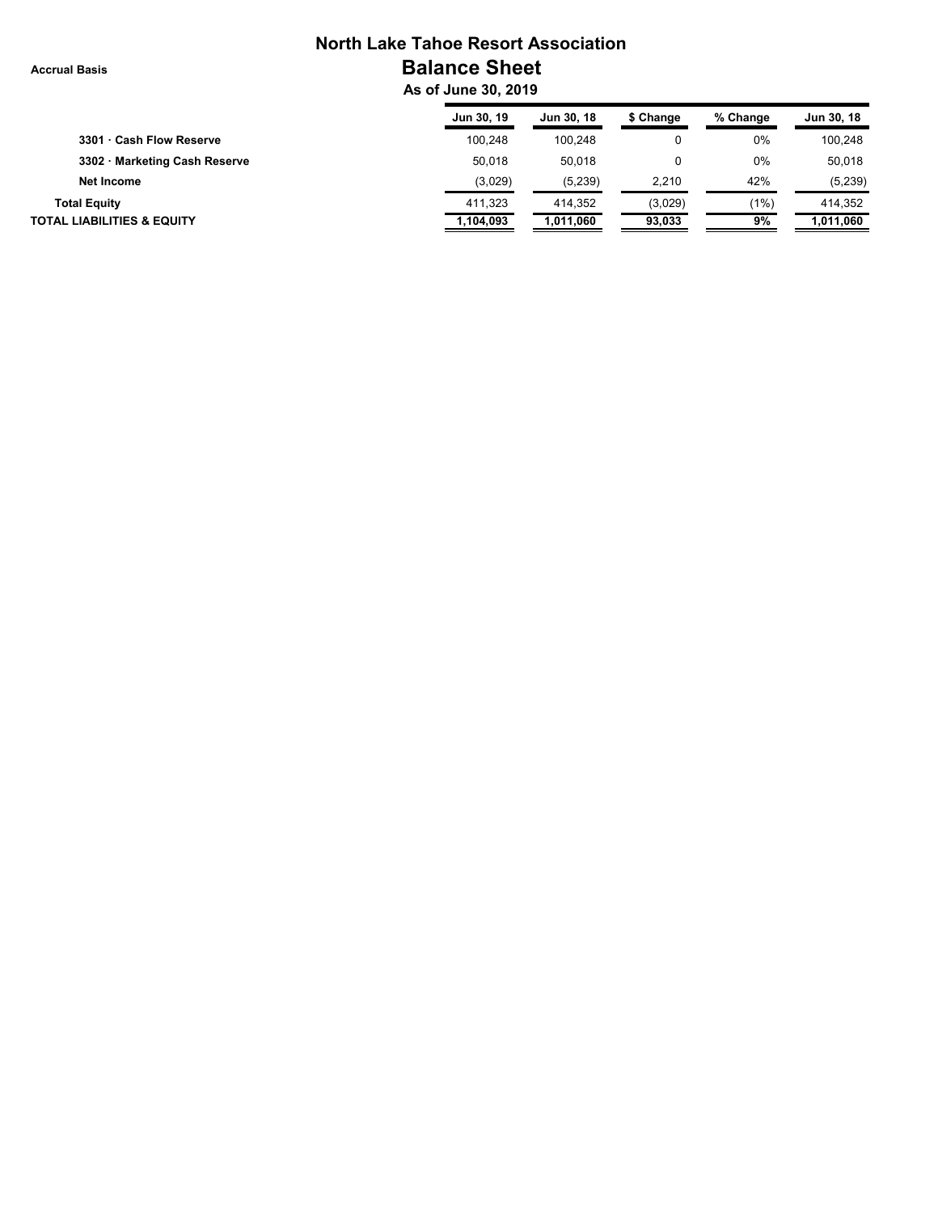# North Lake Tahoe Resort Association

Accrual Basis

## Balance Sheet

### As of June 30, 2019

| | Jun 30, 19 | Jun 30, 18 | $ Change | % Change | Jun 30, 18 |
|---|---|---|---|---|---|
| 3301 · Cash Flow Reserve | 100,248 | 100,248 | 0 | 0% | 100,248 |
| 3302 · Marketing Cash Reserve | 50,018 | 50,018 | 0 | 0% | 50,018 |
| Net Income | (3,029) | (5,239) | 2,210 | 42% | (5,239) |
| **Total Equity** | 411,323 | 414,352 | (3,029) | (1%) | 414,352 |
| **TOTAL LIABILITIES & EQUITY** | **1,104,093** | **1,011,060** | **93,033** | **9%** | **1,011,060** |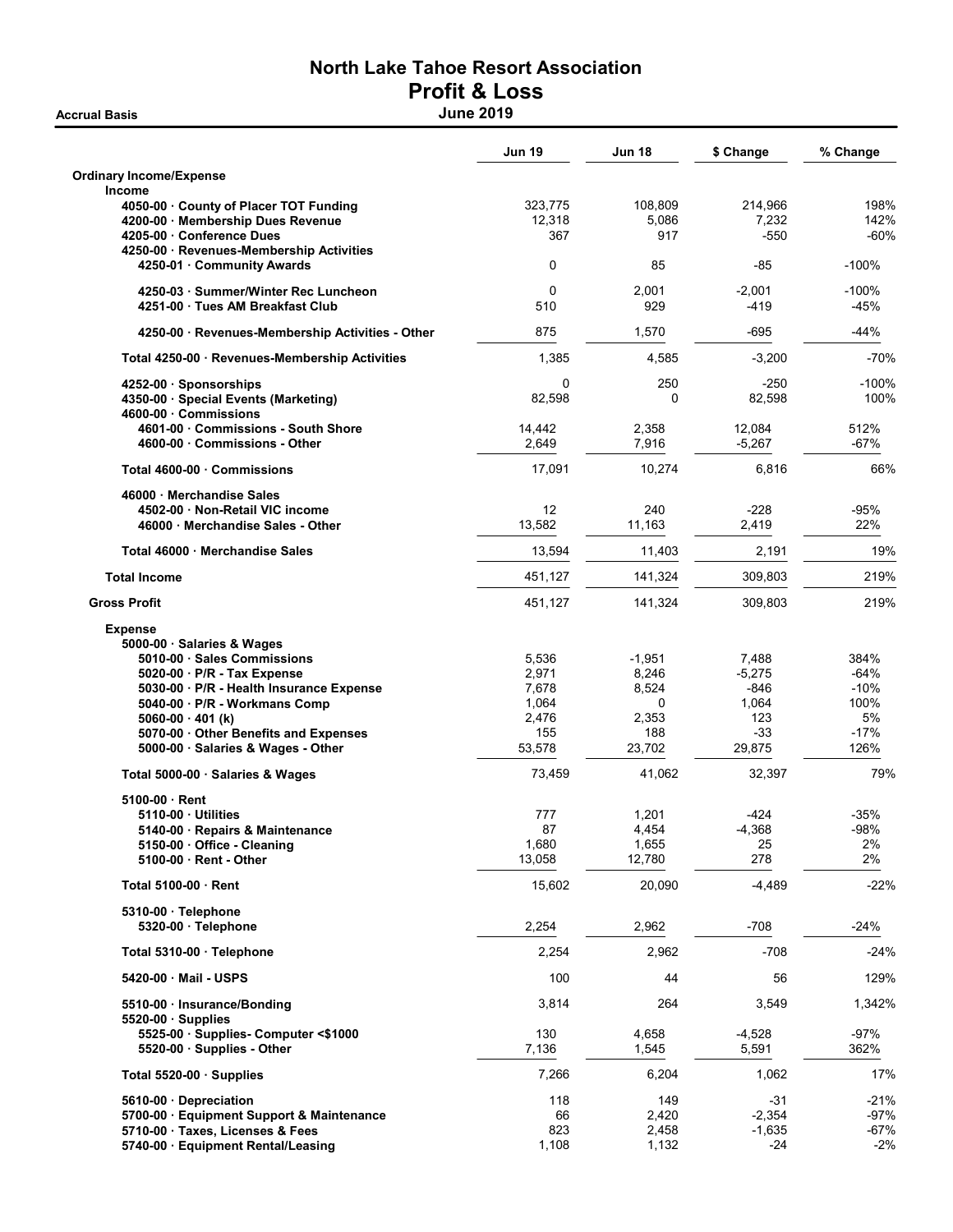# North Lake Tahoe Resort Association
## Profit & Loss
### June 2019

**Accrual Basis**

| | Jun 19 | Jun 18 | $ Change | % Change |
|---|---|---|---|---|
| **Ordinary Income/Expense** | | | | |
| **Income** | | | | |
| 4050-00 · County of Placer TOT Funding | 323,775 | 108,809 | 214,966 | 198% |
| 4200-00 · Membership Dues Revenue | 12,318 | 5,086 | 7,232 | 142% |
| 4205-00 · Conference Dues | 367 | 917 | -550 | -60% |
| 4250-00 · Revenues-Membership Activities | | | | |
| 4250-01 · Community Awards | 0 | 85 | -85 | -100% |
| 4250-03 · Summer/Winter Rec Luncheon | 0 | 2,001 | -2,001 | -100% |
| 4251-00 · Tues AM Breakfast Club | 510 | 929 | -419 | -45% |
| 4250-00 · Revenues-Membership Activities - Other | 875 | 1,570 | -695 | -44% |
| Total 4250-00 · Revenues-Membership Activities | 1,385 | 4,585 | -3,200 | -70% |
| 4252-00 · Sponsorships | 0 | 250 | -250 | -100% |
| 4350-00 · Special Events (Marketing) | 82,598 | 0 | 82,598 | 100% |
| 4600-00 · Commissions | | | | |
| 4601-00 · Commissions - South Shore | 14,442 | 2,358 | 12,084 | 512% |
| 4600-00 · Commissions - Other | 2,649 | 7,916 | -5,267 | -67% |
| Total 4600-00 · Commissions | 17,091 | 10,274 | 6,816 | 66% |
| 46000 · Merchandise Sales | | | | |
| 4502-00 · Non-Retail VIC income | 12 | 240 | -228 | -95% |
| 46000 · Merchandise Sales - Other | 13,582 | 11,163 | 2,419 | 22% |
| Total 46000 · Merchandise Sales | 13,594 | 11,403 | 2,191 | 19% |
| **Total Income** | 451,127 | 141,324 | 309,803 | 219% |
| **Gross Profit** | 451,127 | 141,324 | 309,803 | 219% |
| **Expense** | | | | |
| 5000-00 · Salaries & Wages | | | | |
| 5010-00 · Sales Commissions | 5,536 | -1,951 | 7,488 | 384% |
| 5020-00 · P/R - Tax Expense | 2,971 | 8,246 | -5,275 | -64% |
| 5030-00 · P/R - Health Insurance Expense | 7,678 | 8,524 | -846 | -10% |
| 5040-00 · P/R - Workmans Comp | 1,064 | 0 | 1,064 | 100% |
| 5060-00 · 401 (k) | 2,476 | 2,353 | 123 | 5% |
| 5070-00 · Other Benefits and Expenses | 155 | 188 | -33 | -17% |
| 5000-00 · Salaries & Wages - Other | 53,578 | 23,702 | 29,875 | 126% |
| Total 5000-00 · Salaries & Wages | 73,459 | 41,062 | 32,397 | 79% |
| 5100-00 · Rent | | | | |
| 5110-00 · Utilities | 777 | 1,201 | -424 | -35% |
| 5140-00 · Repairs & Maintenance | 87 | 4,454 | -4,368 | -98% |
| 5150-00 · Office - Cleaning | 1,680 | 1,655 | 25 | 2% |
| 5100-00 · Rent - Other | 13,058 | 12,780 | 278 | 2% |
| Total 5100-00 · Rent | 15,602 | 20,090 | -4,489 | -22% |
| 5310-00 · Telephone | | | | |
| 5320-00 · Telephone | 2,254 | 2,962 | -708 | -24% |
| Total 5310-00 · Telephone | 2,254 | 2,962 | -708 | -24% |
| 5420-00 · Mail - USPS | 100 | 44 | 56 | 129% |
| 5510-00 · Insurance/Bonding | 3,814 | 264 | 3,549 | 1,342% |
| 5520-00 · Supplies | | | | |
| 5525-00 · Supplies- Computer <$1000 | 130 | 4,658 | -4,528 | -97% |
| 5520-00 · Supplies - Other | 7,136 | 1,545 | 5,591 | 362% |
| Total 5520-00 · Supplies | 7,266 | 6,204 | 1,062 | 17% |
| 5610-00 · Depreciation | 118 | 149 | -31 | -21% |
| 5700-00 · Equipment Support & Maintenance | 66 | 2,420 | -2,354 | -97% |
| 5710-00 · Taxes, Licenses & Fees | 823 | 2,458 | -1,635 | -67% |
| 5740-00 · Equipment Rental/Leasing | 1,108 | 1,132 | -24 | -2% |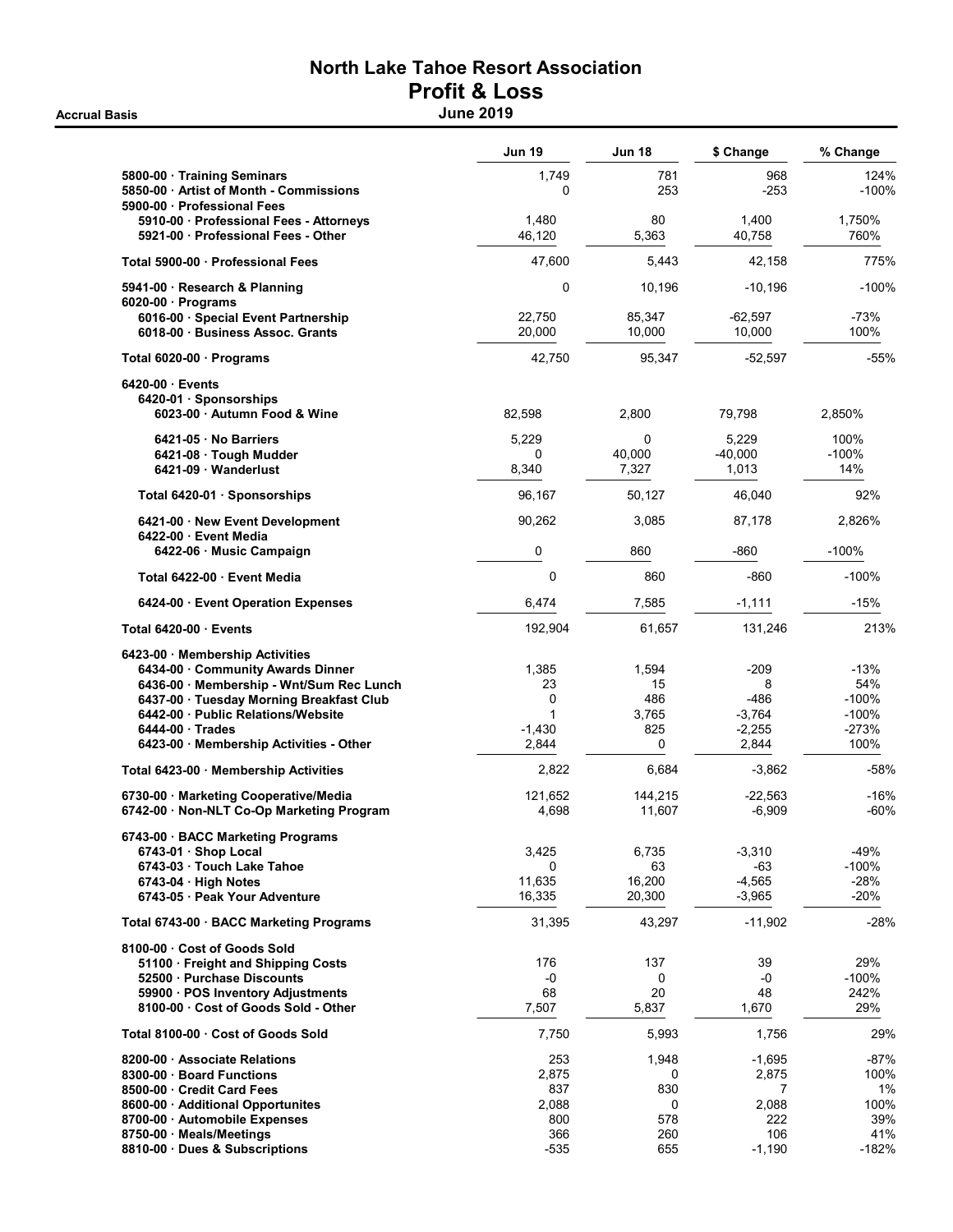# North Lake Tahoe Resort Association

## Profit & Loss

**Accrual Basis** — **June 2019**

| | Jun 19 | Jun 18 | $ Change | % Change |
|---|---|---|---|---|
| 5800-00 · Training Seminars | 1,749 | 781 | 968 | 124% |
| 5850-00 · Artist of Month - Commissions | 0 | 253 | -253 | -100% |
| 5900-00 · Professional Fees | | | | |
| 5910-00 · Professional Fees - Attorneys | 1,480 | 80 | 1,400 | 1,750% |
| 5921-00 · Professional Fees - Other | 46,120 | 5,363 | 40,758 | 760% |
| **Total 5900-00 · Professional Fees** | 47,600 | 5,443 | 42,158 | 775% |
| 5941-00 · Research & Planning | 0 | 10,196 | -10,196 | -100% |
| 6020-00 · Programs | | | | |
| 6016-00 · Special Event Partnership | 22,750 | 85,347 | -62,597 | -73% |
| 6018-00 · Business Assoc. Grants | 20,000 | 10,000 | 10,000 | 100% |
| **Total 6020-00 · Programs** | 42,750 | 95,347 | -52,597 | -55% |
| 6420-00 · Events | | | | |
| 6420-01 · Sponsorships | | | | |
| 6023-00 · Autumn Food & Wine | 82,598 | 2,800 | 79,798 | 2,850% |
| 6421-05 · No Barriers | 5,229 | 0 | 5,229 | 100% |
| 6421-08 · Tough Mudder | 0 | 40,000 | -40,000 | -100% |
| 6421-09 · Wanderlust | 8,340 | 7,327 | 1,013 | 14% |
| **Total 6420-01 · Sponsorships** | 96,167 | 50,127 | 46,040 | 92% |
| 6421-00 · New Event Development | 90,262 | 3,085 | 87,178 | 2,826% |
| 6422-00 · Event Media | | | | |
| 6422-06 · Music Campaign | 0 | 860 | -860 | -100% |
| **Total 6422-00 · Event Media** | 0 | 860 | -860 | -100% |
| 6424-00 · Event Operation Expenses | 6,474 | 7,585 | -1,111 | -15% |
| **Total 6420-00 · Events** | 192,904 | 61,657 | 131,246 | 213% |
| 6423-00 · Membership Activities | | | | |
| 6434-00 · Community Awards Dinner | 1,385 | 1,594 | -209 | -13% |
| 6436-00 · Membership - Wnt/Sum Rec Lunch | 23 | 15 | 8 | 54% |
| 6437-00 · Tuesday Morning Breakfast Club | 0 | 486 | -486 | -100% |
| 6442-00 · Public Relations/Website | 1 | 3,765 | -3,764 | -100% |
| 6444-00 · Trades | -1,430 | 825 | -2,255 | -273% |
| 6423-00 · Membership Activities - Other | 2,844 | 0 | 2,844 | 100% |
| **Total 6423-00 · Membership Activities** | 2,822 | 6,684 | -3,862 | -58% |
| 6730-00 · Marketing Cooperative/Media | 121,652 | 144,215 | -22,563 | -16% |
| 6742-00 · Non-NLT Co-Op Marketing Program | 4,698 | 11,607 | -6,909 | -60% |
| 6743-00 · BACC Marketing Programs | | | | |
| 6743-01 · Shop Local | 3,425 | 6,735 | -3,310 | -49% |
| 6743-03 · Touch Lake Tahoe | 0 | 63 | -63 | -100% |
| 6743-04 · High Notes | 11,635 | 16,200 | -4,565 | -28% |
| 6743-05 · Peak Your Adventure | 16,335 | 20,300 | -3,965 | -20% |
| **Total 6743-00 · BACC Marketing Programs** | 31,395 | 43,297 | -11,902 | -28% |
| 8100-00 · Cost of Goods Sold | | | | |
| 51100 · Freight and Shipping Costs | 176 | 137 | 39 | 29% |
| 52500 · Purchase Discounts | -0 | 0 | -0 | -100% |
| 59900 · POS Inventory Adjustments | 68 | 20 | 48 | 242% |
| 8100-00 · Cost of Goods Sold - Other | 7,507 | 5,837 | 1,670 | 29% |
| **Total 8100-00 · Cost of Goods Sold** | 7,750 | 5,993 | 1,756 | 29% |
| 8200-00 · Associate Relations | 253 | 1,948 | -1,695 | -87% |
| 8300-00 · Board Functions | 2,875 | 0 | 2,875 | 100% |
| 8500-00 · Credit Card Fees | 837 | 830 | 7 | 1% |
| 8600-00 · Additional Opportunites | 2,088 | 0 | 2,088 | 100% |
| 8700-00 · Automobile Expenses | 800 | 578 | 222 | 39% |
| 8750-00 · Meals/Meetings | 366 | 260 | 106 | 41% |
| 8810-00 · Dues & Subscriptions | -535 | 655 | -1,190 | -182% |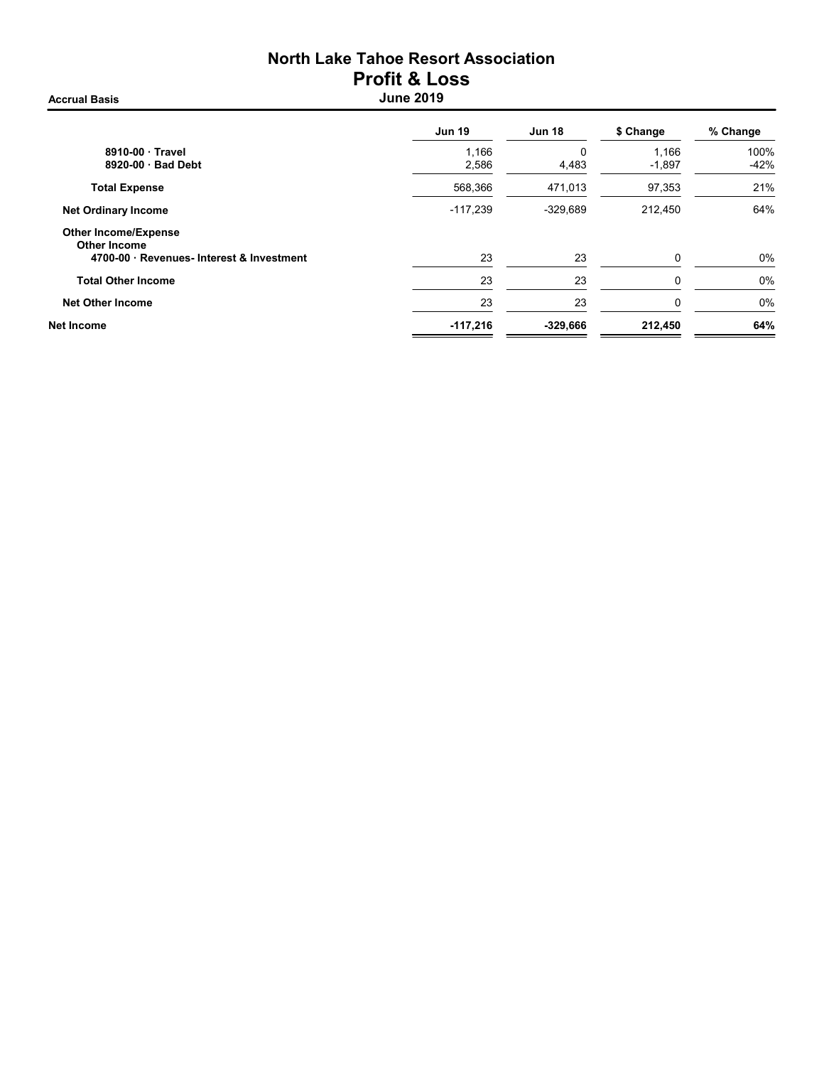# North Lake Tahoe Resort Association

## Profit & Loss

**Accrual Basis** — **June 2019**

| | Jun 19 | Jun 18 | $ Change | % Change |
|---|---|---|---|---|
| **8910-00 · Travel** | 1,166 | 0 | 1,166 | 100% |
| **8920-00 · Bad Debt** | 2,586 | 4,483 | -1,897 | -42% |
| **Total Expense** | 568,366 | 471,013 | 97,353 | 21% |
| **Net Ordinary Income** | -117,239 | -329,689 | 212,450 | 64% |
| **Other Income/Expense** | | | | |
| **Other Income** | | | | |
| **4700-00 · Revenues- Interest & Investment** | 23 | 23 | 0 | 0% |
| **Total Other Income** | 23 | 23 | 0 | 0% |
| **Net Other Income** | 23 | 23 | 0 | 0% |
| **Net Income** | **-117,216** | **-329,666** | **212,450** | **64%** |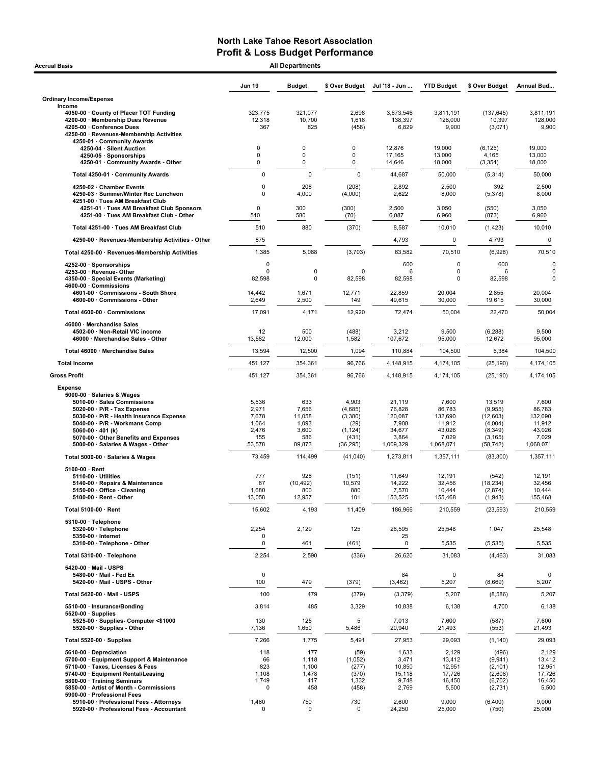# North Lake Tahoe Resort Association
## Profit & Loss Budget Performance

**Accrual Basis** — **All Departments**

| | Jun 19 | Budget | $ Over Budget | Jul '18 - Jun ... | YTD Budget | $ Over Budget | Annual Bud... |
|---|---|---|---|---|---|---|---|
| **Ordinary Income/Expense** | | | | | | | |
| **Income** | | | | | | | |
| 4050-00 · County of Placer TOT Funding | 323,775 | 321,077 | 2,698 | 3,673,546 | 3,811,191 | (137,645) | 3,811,191 |
| 4200-00 · Membership Dues Revenue | 12,318 | 10,700 | 1,618 | 138,397 | 128,000 | 10,397 | 128,000 |
| 4205-00 · Conference Dues | 367 | 825 | (458) | 6,829 | 9,900 | (3,071) | 9,900 |
| 4250-00 · Revenues-Membership Activities | | | | | | | |
| 4250-01 · Community Awards | | | | | | | |
| 4250-04 · Silent Auction | 0 | 0 | 0 | 12,876 | 19,000 | (6,125) | 19,000 |
| 4250-05 · Sponsorships | 0 | 0 | 0 | 17,165 | 13,000 | 4,165 | 13,000 |
| 4250-01 · Community Awards - Other | 0 | 0 | 0 | 14,646 | 18,000 | (3,354) | 18,000 |
| Total 4250-01 · Community Awards | 0 | 0 | 0 | 44,687 | 50,000 | (5,314) | 50,000 |
| 4250-02 · Chamber Events | 0 | 208 | (208) | 2,892 | 2,500 | 392 | 2,500 |
| 4250-03 · Summer/Winter Rec Luncheon | 0 | 4,000 | (4,000) | 2,622 | 8,000 | (5,378) | 8,000 |
| 4251-00 · Tues AM Breakfast Club | | | | | | | |
| 4251-01 · Tues AM Breakfast Club Sponsors | 0 | 300 | (300) | 2,500 | 3,050 | (550) | 3,050 |
| 4251-00 · Tues AM Breakfast Club - Other | 510 | 580 | (70) | 6,087 | 6,960 | (873) | 6,960 |
| Total 4251-00 · Tues AM Breakfast Club | 510 | 880 | (370) | 8,587 | 10,010 | (1,423) | 10,010 |
| 4250-00 · Revenues-Membership Activities - Other | 875 | | | 4,793 | 0 | 4,793 | 0 |
| Total 4250-00 · Revenues-Membership Activities | 1,385 | 5,088 | (3,703) | 63,582 | 70,510 | (6,928) | 70,510 |
| 4252-00 · Sponsorships | 0 | | | 600 | 0 | 600 | 0 |
| 4253-00 · Revenue- Other | 0 | 0 | 0 | 6 | 0 | 6 | 0 |
| 4350-00 · Special Events (Marketing) | 82,598 | 0 | 82,598 | 82,598 | 0 | 82,598 | 0 |
| 4600-00 · Commissions | | | | | | | |
| 4601-00 · Commissions - South Shore | 14,442 | 1,671 | 12,771 | 22,859 | 20,004 | 2,855 | 20,004 |
| 4600-00 · Commissions - Other | 2,649 | 2,500 | 149 | 49,615 | 30,000 | 19,615 | 30,000 |
| Total 4600-00 · Commissions | 17,091 | 4,171 | 12,920 | 72,474 | 50,004 | 22,470 | 50,004 |
| 46000 · Merchandise Sales | | | | | | | |
| 4502-00 · Non-Retail VIC income | 12 | 500 | (488) | 3,212 | 9,500 | (6,288) | 9,500 |
| 46000 · Merchandise Sales - Other | 13,582 | 12,000 | 1,582 | 107,672 | 95,000 | 12,672 | 95,000 |
| Total 46000 · Merchandise Sales | 13,594 | 12,500 | 1,094 | 110,884 | 104,500 | 6,384 | 104,500 |
| **Total Income** | 451,127 | 354,361 | 96,766 | 4,148,915 | 4,174,105 | (25,190) | 4,174,105 |
| **Gross Profit** | 451,127 | 354,361 | 96,766 | 4,148,915 | 4,174,105 | (25,190) | 4,174,105 |
| **Expense** | | | | | | | |
| 5000-00 · Salaries & Wages | | | | | | | |
| 5010-00 · Sales Commissions | 5,536 | 633 | 4,903 | 21,119 | 7,600 | 13,519 | 7,600 |
| 5020-00 · P/R - Tax Expense | 2,971 | 7,656 | (4,685) | 76,828 | 86,783 | (9,955) | 86,783 |
| 5030-00 · P/R - Health Insurance Expense | 7,678 | 11,058 | (3,380) | 120,087 | 132,690 | (12,603) | 132,690 |
| 5040-00 · P/R - Workmans Comp | 1,064 | 1,093 | (29) | 7,908 | 11,912 | (4,004) | 11,912 |
| 5060-00 · 401 (k) | 2,476 | 3,600 | (1,124) | 34,677 | 43,026 | (8,349) | 43,026 |
| 5070-00 · Other Benefits and Expenses | 155 | 586 | (431) | 3,864 | 7,029 | (3,165) | 7,029 |
| 5000-00 · Salaries & Wages - Other | 53,578 | 89,873 | (36,295) | 1,009,329 | 1,068,071 | (58,742) | 1,068,071 |
| Total 5000-00 · Salaries & Wages | 73,459 | 114,499 | (41,040) | 1,273,811 | 1,357,111 | (83,300) | 1,357,111 |
| 5100-00 · Rent | | | | | | | |
| 5110-00 · Utilities | 777 | 928 | (151) | 11,649 | 12,191 | (542) | 12,191 |
| 5140-00 · Repairs & Maintenance | 87 | (10,492) | 10,579 | 14,222 | 32,456 | (18,234) | 32,456 |
| 5150-00 · Office - Cleaning | 1,680 | 800 | 880 | 7,570 | 10,444 | (2,874) | 10,444 |
| 5100-00 · Rent - Other | 13,058 | 12,957 | 101 | 153,525 | 155,468 | (1,943) | 155,468 |
| Total 5100-00 · Rent | 15,602 | 4,193 | 11,409 | 186,966 | 210,559 | (23,593) | 210,559 |
| 5310-00 · Telephone | | | | | | | |
| 5320-00 · Telephone | 2,254 | 2,129 | 125 | 26,595 | 25,548 | 1,047 | 25,548 |
| 5350-00 · Internet | 0 | | | 25 | | | |
| 5310-00 · Telephone - Other | 0 | 461 | (461) | 0 | 5,535 | (5,535) | 5,535 |
| Total 5310-00 · Telephone | 2,254 | 2,590 | (336) | 26,620 | 31,083 | (4,463) | 31,083 |
| 5420-00 · Mail - USPS | | | | | | | |
| 5480-00 · Mail - Fed Ex | 0 | | | 84 | 0 | 84 | 0 |
| 5420-00 · Mail - USPS - Other | 100 | 479 | (379) | (3,462) | 5,207 | (8,669) | 5,207 |
| Total 5420-00 · Mail - USPS | 100 | 479 | (379) | (3,379) | 5,207 | (8,586) | 5,207 |
| 5510-00 · Insurance/Bonding | 3,814 | 485 | 3,329 | 10,838 | 6,138 | 4,700 | 6,138 |
| 5520-00 · Supplies | | | | | | | |
| 5525-00 · Supplies- Computer <$1000 | 130 | 125 | 5 | 7,013 | 7,600 | (587) | 7,600 |
| 5520-00 · Supplies - Other | 7,136 | 1,650 | 5,486 | 20,940 | 21,493 | (553) | 21,493 |
| Total 5520-00 · Supplies | 7,266 | 1,775 | 5,491 | 27,953 | 29,093 | (1,140) | 29,093 |
| 5610-00 · Depreciation | 118 | 177 | (59) | 1,633 | 2,129 | (496) | 2,129 |
| 5700-00 · Equipment Support & Maintenance | 66 | 1,118 | (1,052) | 3,471 | 13,412 | (9,941) | 13,412 |
| 5710-00 · Taxes, Licenses & Fees | 823 | 1,100 | (277) | 10,850 | 12,951 | (2,101) | 12,951 |
| 5740-00 · Equipment Rental/Leasing | 1,108 | 1,478 | (370) | 15,118 | 17,726 | (2,608) | 17,726 |
| 5800-00 · Training Seminars | 1,749 | 417 | 1,332 | 9,748 | 16,450 | (6,702) | 16,450 |
| 5850-00 · Artist of Month - Commissions | 0 | 458 | (458) | 2,769 | 5,500 | (2,731) | 5,500 |
| 5900-00 · Professional Fees | | | | | | | |
| 5910-00 · Professional Fees - Attorneys | 1,480 | 750 | 730 | 2,600 | 9,000 | (6,400) | 9,000 |
| 5920-00 · Professional Fees - Accountant | 0 | 0 | 0 | 24,250 | 25,000 | (750) | 25,000 |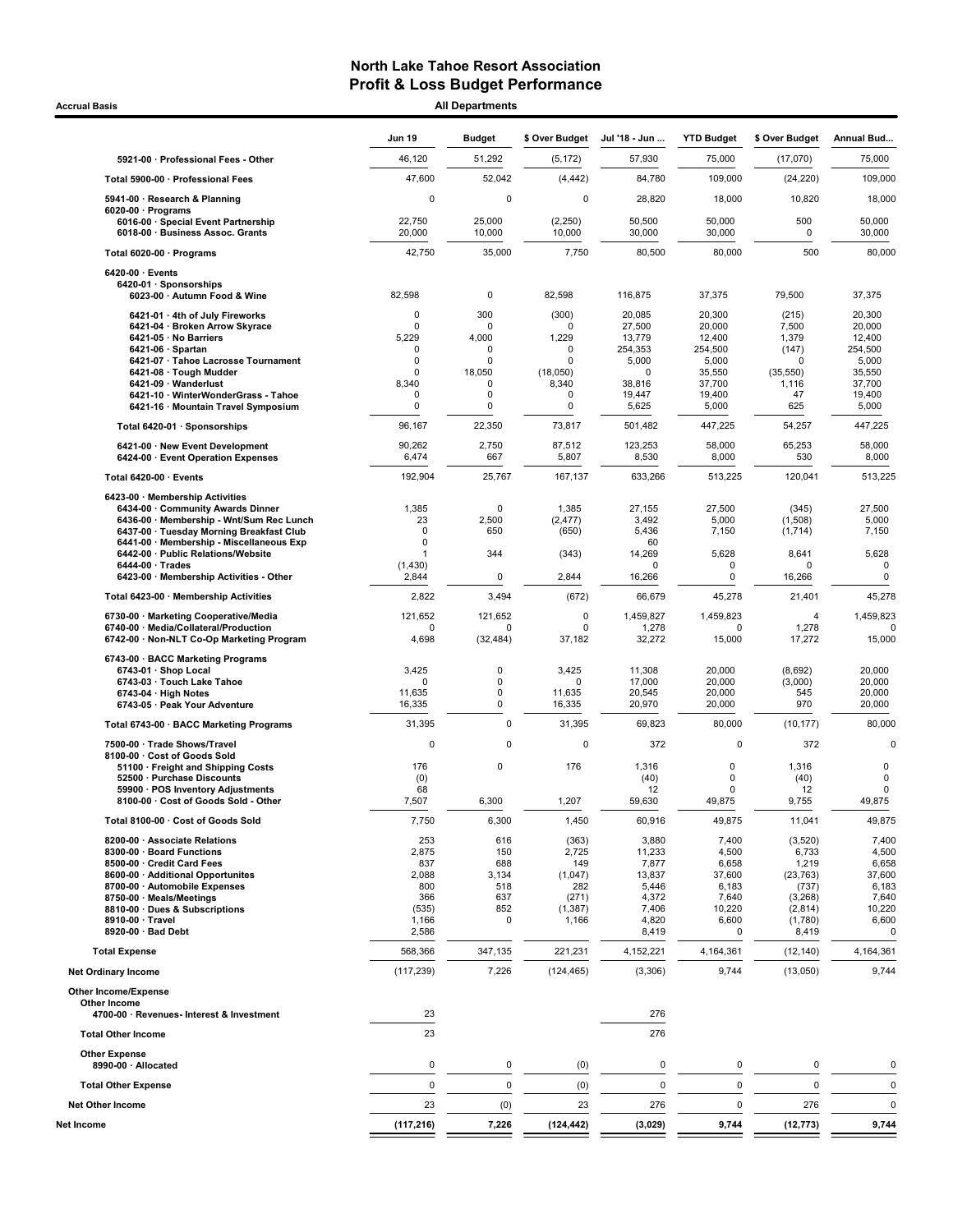# North Lake Tahoe Resort Association
## Profit & Loss Budget Performance

**Accrual Basis** — **All Departments**

| | Jun 19 | Budget | $ Over Budget | Jul '18 - Jun ... | YTD Budget | $ Over Budget | Annual Bud... |
|---|---|---|---|---|---|---|---|
| 5921-00 · Professional Fees - Other | 46,120 | 51,292 | (5,172) | 57,930 | 75,000 | (17,070) | 75,000 |
| **Total 5900-00 · Professional Fees** | 47,600 | 52,042 | (4,442) | 84,780 | 109,000 | (24,220) | 109,000 |
| 5941-00 · Research & Planning | 0 | 0 | 0 | 28,820 | 18,000 | 10,820 | 18,000 |
| 6020-00 · Programs | | | | | | | |
| 6016-00 · Special Event Partnership | 22,750 | 25,000 | (2,250) | 50,500 | 50,000 | 500 | 50,000 |
| 6018-00 · Business Assoc. Grants | 20,000 | 10,000 | 10,000 | 30,000 | 30,000 | 0 | 30,000 |
| **Total 6020-00 · Programs** | 42,750 | 35,000 | 7,750 | 80,500 | 80,000 | 500 | 80,000 |
| 6420-00 · Events | | | | | | | |
| 6420-01 · Sponsorships | | | | | | | |
| 6023-00 · Autumn Food & Wine | 82,598 | 0 | 82,598 | 116,875 | 37,375 | 79,500 | 37,375 |
| 6421-01 · 4th of July Fireworks | 0 | 300 | (300) | 20,085 | 20,300 | (215) | 20,300 |
| 6421-04 · Broken Arrow Skyrace | 0 | 0 | 0 | 27,500 | 20,000 | 7,500 | 20,000 |
| 6421-05 · No Barriers | 5,229 | 4,000 | 1,229 | 13,779 | 12,400 | 1,379 | 12,400 |
| 6421-06 · Spartan | 0 | 0 | 0 | 254,353 | 254,500 | (147) | 254,500 |
| 6421-07 · Tahoe Lacrosse Tournament | 0 | 0 | 0 | 5,000 | 5,000 | 0 | 5,000 |
| 6421-08 · Tough Mudder | 0 | 18,050 | (18,050) | 0 | 35,550 | (35,550) | 35,550 |
| 6421-09 · Wanderlust | 8,340 | 0 | 8,340 | 38,816 | 37,700 | 1,116 | 37,700 |
| 6421-10 · WinterWonderGrass - Tahoe | 0 | 0 | 0 | 19,447 | 19,400 | 47 | 19,400 |
| 6421-16 · Mountain Travel Symposium | 0 | 0 | 0 | 5,625 | 5,000 | 625 | 5,000 |
| **Total 6420-01 · Sponsorships** | 96,167 | 22,350 | 73,817 | 501,482 | 447,225 | 54,257 | 447,225 |
| 6421-00 · New Event Development | 90,262 | 2,750 | 87,512 | 123,253 | 58,000 | 65,253 | 58,000 |
| 6424-00 · Event Operation Expenses | 6,474 | 667 | 5,807 | 8,530 | 8,000 | 530 | 8,000 |
| **Total 6420-00 · Events** | 192,904 | 25,767 | 167,137 | 633,266 | 513,225 | 120,041 | 513,225 |
| 6423-00 · Membership Activities | | | | | | | |
| 6434-00 · Community Awards Dinner | 1,385 | 0 | 1,385 | 27,155 | 27,500 | (345) | 27,500 |
| 6436-00 · Membership - Wnt/Sum Rec Lunch | 23 | 2,500 | (2,477) | 3,492 | 5,000 | (1,508) | 5,000 |
| 6437-00 · Tuesday Morning Breakfast Club | 0 | 650 | (650) | 5,436 | 7,150 | (1,714) | 7,150 |
| 6441-00 · Membership - Miscellaneous Exp | 0 | | | 60 | | | |
| 6442-00 · Public Relations/Website | 1 | 344 | (343) | 14,269 | 5,628 | 8,641 | 5,628 |
| 6444-00 · Trades | (1,430) | | | 0 | 0 | 0 | 0 |
| 6423-00 · Membership Activities - Other | 2,844 | 0 | 2,844 | 16,266 | 0 | 16,266 | 0 |
| **Total 6423-00 · Membership Activities** | 2,822 | 3,494 | (672) | 66,679 | 45,278 | 21,401 | 45,278 |
| 6730-00 · Marketing Cooperative/Media | 121,652 | 121,652 | 0 | 1,459,827 | 1,459,823 | 4 | 1,459,823 |
| 6740-00 · Media/Collateral/Production | 0 | 0 | 0 | 1,278 | 0 | 1,278 | 0 |
| 6742-00 · Non-NLT Co-Op Marketing Program | 4,698 | (32,484) | 37,182 | 32,272 | 15,000 | 17,272 | 15,000 |
| 6743-00 · BACC Marketing Programs | | | | | | | |
| 6743-01 · Shop Local | 3,425 | 0 | 3,425 | 11,308 | 20,000 | (8,692) | 20,000 |
| 6743-03 · Touch Lake Tahoe | 0 | 0 | 0 | 17,000 | 20,000 | (3,000) | 20,000 |
| 6743-04 · High Notes | 11,635 | 0 | 11,635 | 20,545 | 20,000 | 545 | 20,000 |
| 6743-05 · Peak Your Adventure | 16,335 | 0 | 16,335 | 20,970 | 20,000 | 970 | 20,000 |
| **Total 6743-00 · BACC Marketing Programs** | 31,395 | 0 | 31,395 | 69,823 | 80,000 | (10,177) | 80,000 |
| 7500-00 · Trade Shows/Travel | 0 | 0 | 0 | 372 | 0 | 372 | 0 |
| 8100-00 · Cost of Goods Sold | | | | | | | |
| 51100 · Freight and Shipping Costs | 176 | 0 | 176 | 1,316 | 0 | 1,316 | 0 |
| 52500 · Purchase Discounts | (0) | | | (40) | 0 | (40) | 0 |
| 59900 · POS Inventory Adjustments | 68 | | | 12 | 0 | 12 | 0 |
| 8100-00 · Cost of Goods Sold - Other | 7,507 | 6,300 | 1,207 | 59,630 | 49,875 | 9,755 | 49,875 |
| **Total 8100-00 · Cost of Goods Sold** | 7,750 | 6,300 | 1,450 | 60,916 | 49,875 | 11,041 | 49,875 |
| 8200-00 · Associate Relations | 253 | 616 | (363) | 3,880 | 7,400 | (3,520) | 7,400 |
| 8300-00 · Board Functions | 2,875 | 150 | 2,725 | 11,233 | 4,500 | 6,733 | 4,500 |
| 8500-00 · Credit Card Fees | 837 | 688 | 149 | 7,877 | 6,658 | 1,219 | 6,658 |
| 8600-00 · Additional Opportunites | 2,088 | 3,134 | (1,047) | 13,837 | 37,600 | (23,763) | 37,600 |
| 8700-00 · Automobile Expenses | 800 | 518 | 282 | 5,446 | 6,183 | (737) | 6,183 |
| 8750-00 · Meals/Meetings | 366 | 637 | (271) | 4,372 | 7,640 | (3,268) | 7,640 |
| 8810-00 · Dues & Subscriptions | (535) | 852 | (1,387) | 7,406 | 10,220 | (2,814) | 10,220 |
| 8910-00 · Travel | 1,166 | 0 | 1,166 | 4,820 | 6,600 | (1,780) | 6,600 |
| 8920-00 · Bad Debt | 2,586 | | | 8,419 | 0 | 8,419 | 0 |
| **Total Expense** | 568,366 | 347,135 | 221,231 | 4,152,221 | 4,164,361 | (12,140) | 4,164,361 |
| **Net Ordinary Income** | (117,239) | 7,226 | (124,465) | (3,306) | 9,744 | (13,050) | 9,744 |
| **Other Income/Expense** | | | | | | | |
| Other Income | | | | | | | |
| 4700-00 · Revenues- Interest & Investment | 23 | | | 276 | | | |
| **Total Other Income** | 23 | | | 276 | | | |
| Other Expense | | | | | | | |
| 8990-00 · Allocated | 0 | 0 | (0) | 0 | 0 | 0 | 0 |
| **Total Other Expense** | 0 | 0 | (0) | 0 | 0 | 0 | 0 |
| **Net Other Income** | 23 | (0) | 23 | 276 | 0 | 276 | 0 |
| **Net Income** | (117,216) | 7,226 | (124,442) | (3,029) | 9,744 | (12,773) | 9,744 |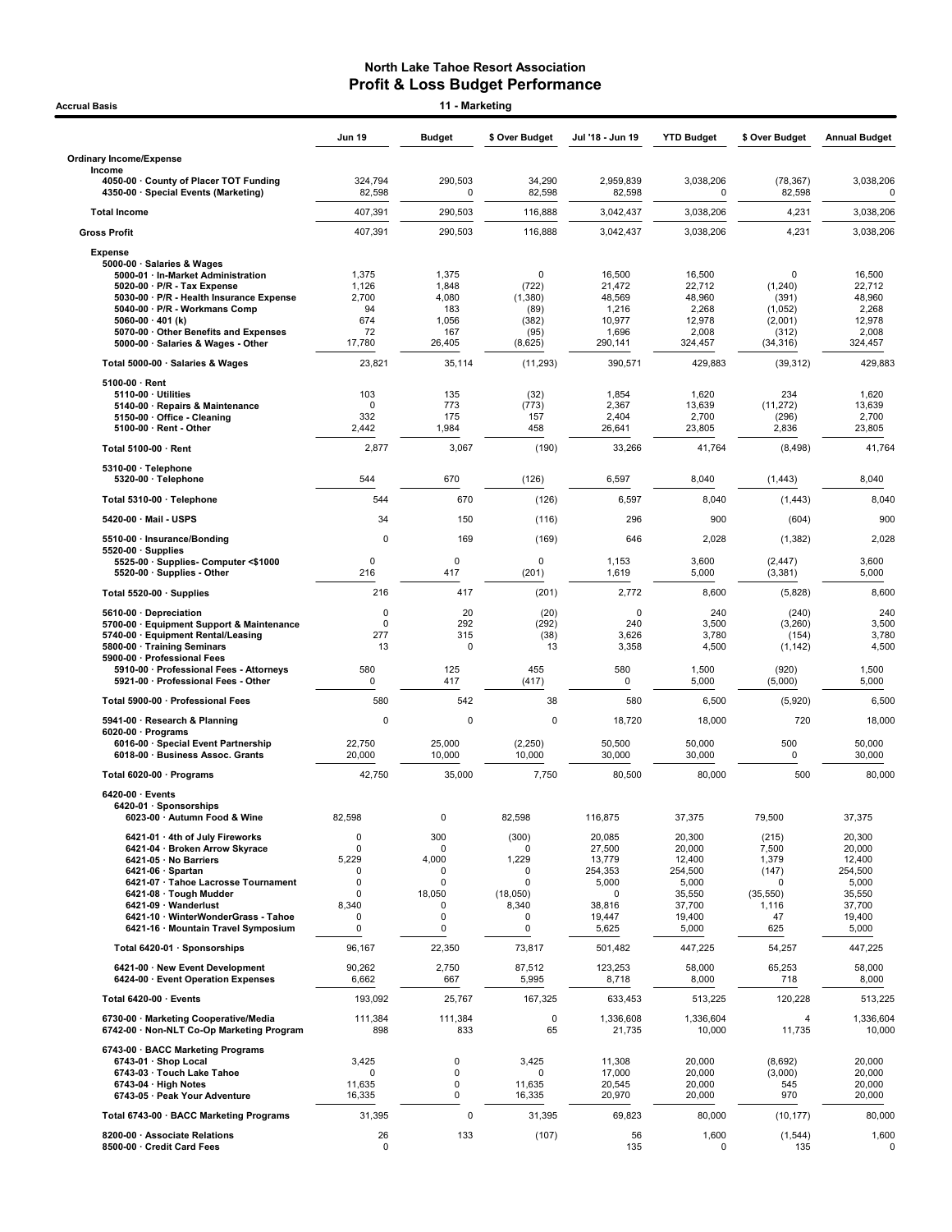# North Lake Tahoe Resort Association
## Profit & Loss Budget Performance

Accrual Basis — 11 - Marketing

| | Jun 19 | Budget | $ Over Budget | Jul '18 - Jun 19 | YTD Budget | $ Over Budget | Annual Budget |
|---|---|---|---|---|---|---|---|
| **Ordinary Income/Expense** | | | | | | | |
| **Income** | | | | | | | |
| 4050-00 · County of Placer TOT Funding | 324,794 | 290,503 | 34,290 | 2,959,839 | 3,038,206 | (78,367) | 3,038,206 |
| 4350-00 · Special Events (Marketing) | 82,598 | 0 | 82,598 | 82,598 | 0 | 82,598 | 0 |
| **Total Income** | 407,391 | 290,503 | 116,888 | 3,042,437 | 3,038,206 | 4,231 | 3,038,206 |
| **Gross Profit** | 407,391 | 290,503 | 116,888 | 3,042,437 | 3,038,206 | 4,231 | 3,038,206 |
| **Expense** | | | | | | | |
| 5000-00 · Salaries & Wages | | | | | | | |
| 5000-01 · In-Market Administration | 1,375 | 1,375 | 0 | 16,500 | 16,500 | 0 | 16,500 |
| 5020-00 · P/R - Tax Expense | 1,126 | 1,848 | (722) | 21,472 | 22,712 | (1,240) | 22,712 |
| 5030-00 · P/R - Health Insurance Expense | 2,700 | 4,080 | (1,380) | 48,569 | 48,960 | (391) | 48,960 |
| 5040-00 · P/R - Workmans Comp | 94 | 183 | (89) | 1,216 | 2,268 | (1,052) | 2,268 |
| 5060-00 · 401 (k) | 674 | 1,056 | (382) | 10,977 | 12,978 | (2,001) | 12,978 |
| 5070-00 · Other Benefits and Expenses | 72 | 167 | (95) | 1,696 | 2,008 | (312) | 2,008 |
| 5000-00 · Salaries & Wages - Other | 17,780 | 26,405 | (8,625) | 290,141 | 324,457 | (34,316) | 324,457 |
| **Total 5000-00 · Salaries & Wages** | 23,821 | 35,114 | (11,293) | 390,571 | 429,883 | (39,312) | 429,883 |
| 5100-00 · Rent | | | | | | | |
| 5110-00 · Utilities | 103 | 135 | (32) | 1,854 | 1,620 | 234 | 1,620 |
| 5140-00 · Repairs & Maintenance | 0 | 773 | (773) | 2,367 | 13,639 | (11,272) | 13,639 |
| 5150-00 · Office - Cleaning | 332 | 175 | 157 | 2,404 | 2,700 | (296) | 2,700 |
| 5100-00 · Rent - Other | 2,442 | 1,984 | 458 | 26,641 | 23,805 | 2,836 | 23,805 |
| **Total 5100-00 · Rent** | 2,877 | 3,067 | (190) | 33,266 | 41,764 | (8,498) | 41,764 |
| 5310-00 · Telephone | | | | | | | |
| 5320-00 · Telephone | 544 | 670 | (126) | 6,597 | 8,040 | (1,443) | 8,040 |
| **Total 5310-00 · Telephone** | 544 | 670 | (126) | 6,597 | 8,040 | (1,443) | 8,040 |
| 5420-00 · Mail - USPS | 34 | 150 | (116) | 296 | 900 | (604) | 900 |
| 5510-00 · Insurance/Bonding | 0 | 169 | (169) | 646 | 2,028 | (1,382) | 2,028 |
| 5520-00 · Supplies | | | | | | | |
| 5525-00 · Supplies- Computer <$1000 | 0 | 0 | 0 | 1,153 | 3,600 | (2,447) | 3,600 |
| 5520-00 · Supplies - Other | 216 | 417 | (201) | 1,619 | 5,000 | (3,381) | 5,000 |
| **Total 5520-00 · Supplies** | 216 | 417 | (201) | 2,772 | 8,600 | (5,828) | 8,600 |
| 5610-00 · Depreciation | 0 | 20 | (20) | 0 | 240 | (240) | 240 |
| 5700-00 · Equipment Support & Maintenance | 0 | 292 | (292) | 240 | 3,500 | (3,260) | 3,500 |
| 5740-00 · Equipment Rental/Leasing | 277 | 315 | (38) | 3,626 | 3,780 | (154) | 3,780 |
| 5800-00 · Training Seminars | 13 | 0 | 13 | 3,358 | 4,500 | (1,142) | 4,500 |
| 5900-00 · Professional Fees | | | | | | | |
| 5910-00 · Professional Fees - Attorneys | 580 | 125 | 455 | 580 | 1,500 | (920) | 1,500 |
| 5921-00 · Professional Fees - Other | 0 | 417 | (417) | 0 | 5,000 | (5,000) | 5,000 |
| **Total 5900-00 · Professional Fees** | 580 | 542 | 38 | 580 | 6,500 | (5,920) | 6,500 |
| 5941-00 · Research & Planning | 0 | 0 | 0 | 18,720 | 18,000 | 720 | 18,000 |
| 6020-00 · Programs | | | | | | | |
| 6016-00 · Special Event Partnership | 22,750 | 25,000 | (2,250) | 50,500 | 50,000 | 500 | 50,000 |
| 6018-00 · Business Assoc. Grants | 20,000 | 10,000 | 10,000 | 30,000 | 30,000 | 0 | 30,000 |
| **Total 6020-00 · Programs** | 42,750 | 35,000 | 7,750 | 80,500 | 80,000 | 500 | 80,000 |
| 6420-00 · Events | | | | | | | |
| 6420-01 · Sponsorships | | | | | | | |
| 6023-00 · Autumn Food & Wine | 82,598 | 0 | 82,598 | 116,875 | 37,375 | 79,500 | 37,375 |
| 6421-00 · 4th of July Fireworks | 0 | 300 | (300) | 20,085 | 20,300 | (215) | 20,300 |
| 6421-04 · Broken Arrow Skyrace | 0 | 0 | 0 | 27,500 | 20,000 | 7,500 | 20,000 |
| 6421-05 · No Barriers | 5,229 | 4,000 | 1,229 | 13,779 | 12,400 | 1,379 | 12,400 |
| 6421-06 · Spartan | 0 | 0 | 0 | 254,353 | 254,500 | (147) | 254,500 |
| 6421-07 · Tahoe Lacrosse Tournament | 0 | 0 | 0 | 5,000 | 5,000 | 0 | 5,000 |
| 6421-08 · Tough Mudder | 0 | 18,050 | (18,050) | 0 | 35,550 | (35,550) | 35,550 |
| 6421-09 · Wanderlust | 8,340 | 0 | 8,340 | 38,816 | 37,700 | 1,116 | 37,700 |
| 6421-10 · WinterWonderGrass - Tahoe | 0 | 0 | 0 | 19,447 | 19,400 | 47 | 19,400 |
| 6421-16 · Mountain Travel Symposium | 0 | 0 | 0 | 5,625 | 5,000 | 625 | 5,000 |
| **Total 6420-01 · Sponsorships** | 96,167 | 22,350 | 73,817 | 501,482 | 447,225 | 54,257 | 447,225 |
| 6421-00 · New Event Development | 90,262 | 2,750 | 87,512 | 123,253 | 58,000 | 65,253 | 58,000 |
| 6424-00 · Event Operation Expenses | 6,662 | 667 | 5,995 | 8,718 | 8,000 | 718 | 8,000 |
| **Total 6420-00 · Events** | 193,092 | 25,767 | 167,325 | 633,453 | 513,225 | 120,228 | 513,225 |
| 6730-00 · Marketing Cooperative/Media | 111,384 | 111,384 | 0 | 1,336,608 | 1,336,604 | 4 | 1,336,604 |
| 6742-00 · Non-NLT Co-Op Marketing Program | 898 | 833 | 65 | 21,735 | 10,000 | 11,735 | 10,000 |
| 6743-00 · BACC Marketing Programs | | | | | | | |
| 6743-01 · Shop Local | 3,425 | 0 | 3,425 | 11,308 | 20,000 | (8,692) | 20,000 |
| 6743-03 · Touch Lake Tahoe | 0 | 0 | 0 | 17,000 | 20,000 | (3,000) | 20,000 |
| 6743-04 · High Notes | 11,635 | 0 | 11,635 | 20,545 | 20,000 | 545 | 20,000 |
| 6743-05 · Peak Your Adventure | 16,335 | 0 | 16,335 | 20,970 | 20,000 | 970 | 20,000 |
| **Total 6743-00 · BACC Marketing Programs** | 31,395 | 0 | 31,395 | 69,823 | 80,000 | (10,177) | 80,000 |
| 8200-00 · Associate Relations | 26 | 133 | (107) | 56 | 1,600 | (1,544) | 1,600 |
| 8500-00 · Credit Card Fees | 0 | | | 135 | 0 | 135 | 0 |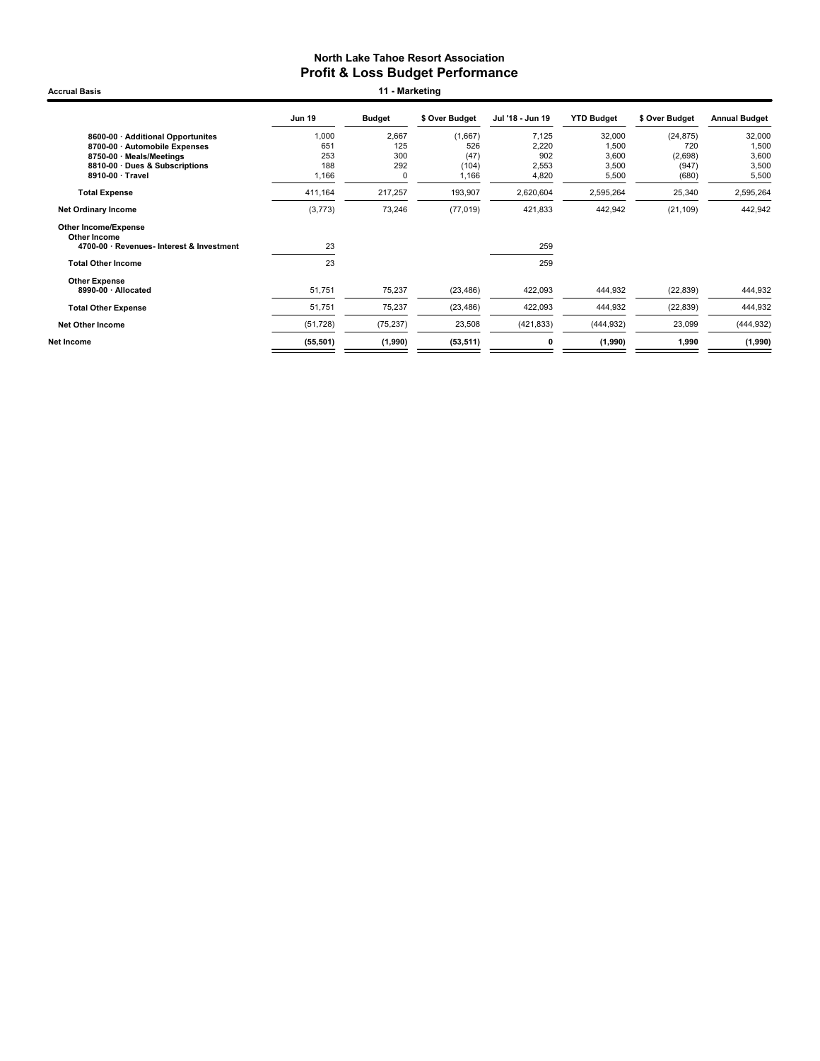# North Lake Tahoe Resort Association
## Profit & Loss Budget Performance

**Accrual Basis** — **11 - Marketing**

| | Jun 19 | Budget | $ Over Budget | Jul '18 - Jun 19 | YTD Budget | $ Over Budget | Annual Budget |
|---|---|---|---|---|---|---|---|
| 8600-00 · Additional Opportunites | 1,000 | 2,667 | (1,667) | 7,125 | 32,000 | (24,875) | 32,000 |
| 8700-00 · Automobile Expenses | 651 | 125 | 526 | 2,220 | 1,500 | 720 | 1,500 |
| 8750-00 · Meals/Meetings | 253 | 300 | (47) | 902 | 3,600 | (2,698) | 3,600 |
| 8810-00 · Dues & Subscriptions | 188 | 292 | (104) | 2,553 | 3,500 | (947) | 3,500 |
| 8910-00 · Travel | 1,166 | 0 | 1,166 | 4,820 | 5,500 | (680) | 5,500 |
| **Total Expense** | 411,164 | 217,257 | 193,907 | 2,620,604 | 2,595,264 | 25,340 | 2,595,264 |
| **Net Ordinary Income** | (3,773) | 73,246 | (77,019) | 421,833 | 442,942 | (21,109) | 442,942 |
| **Other Income/Expense** | | | | | | | |
| **Other Income** | | | | | | | |
| 4700-00 · Revenues- Interest & Investment | 23 | | | 259 | | | |
| **Total Other Income** | 23 | | | 259 | | | |
| **Other Expense** | | | | | | | |
| 8990-00 · Allocated | 51,751 | 75,237 | (23,486) | 422,093 | 444,932 | (22,839) | 444,932 |
| **Total Other Expense** | 51,751 | 75,237 | (23,486) | 422,093 | 444,932 | (22,839) | 444,932 |
| **Net Other Income** | (51,728) | (75,237) | 23,508 | (421,833) | (444,932) | 23,099 | (444,932) |
| **Net Income** | **(55,501)** | **(1,990)** | **(53,511)** | **0** | **(1,990)** | **1,990** | **(1,990)** |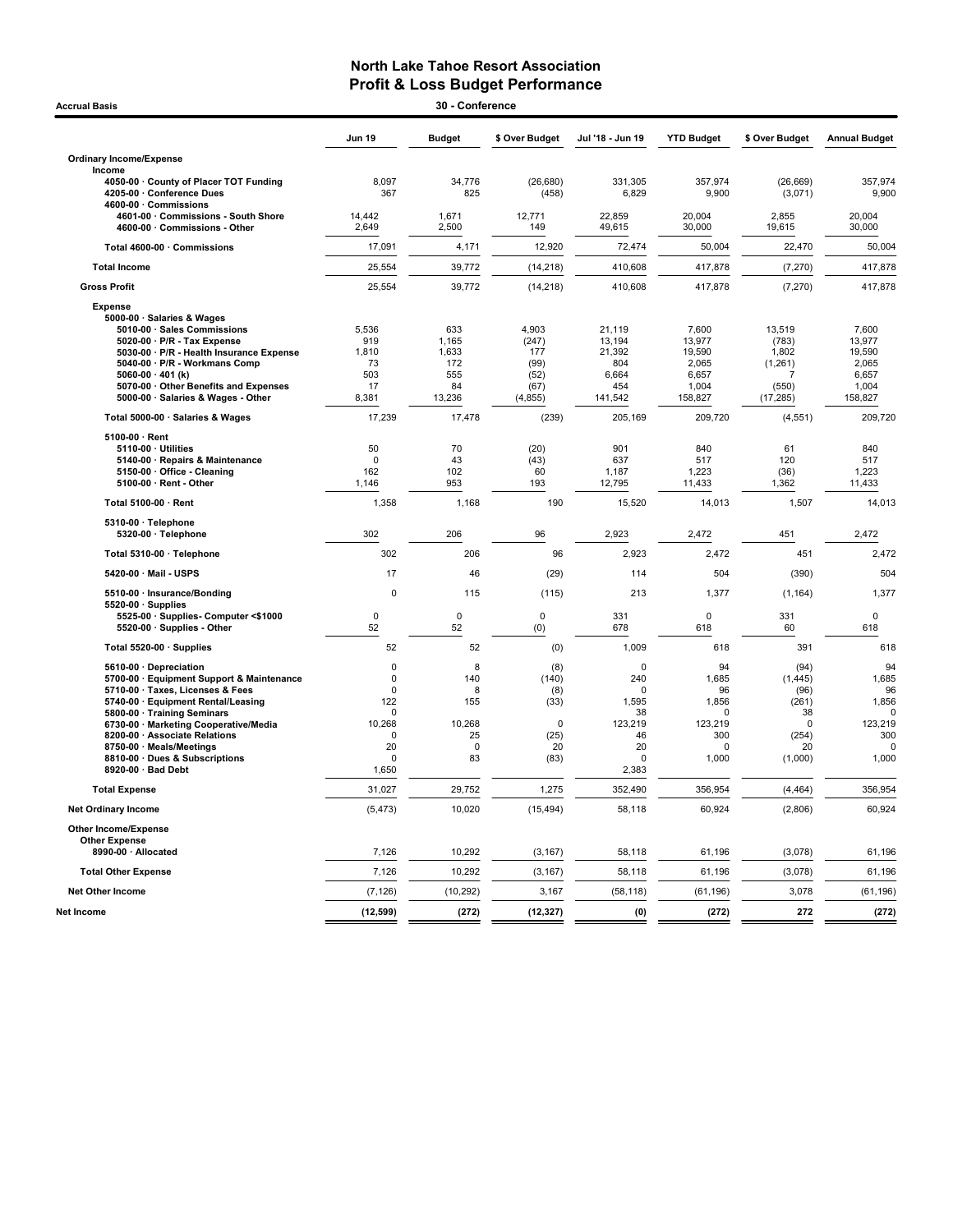# North Lake Tahoe Resort Association
## Profit & Loss Budget Performance

**Accrual Basis** — **30 - Conference**

| | Jun 19 | Budget | $ Over Budget | Jul '18 - Jun 19 | YTD Budget | $ Over Budget | Annual Budget |
|---|---|---|---|---|---|---|---|
| **Ordinary Income/Expense** | | | | | | | |
| **Income** | | | | | | | |
| 4050-00 · County of Placer TOT Funding | 8,097 | 34,776 | (26,680) | 331,305 | 357,974 | (26,669) | 357,974 |
| 4205-00 · Conference Dues | 367 | 825 | (458) | 6,829 | 9,900 | (3,071) | 9,900 |
| 4600-00 · Commissions | | | | | | | |
| 4601-00 · Commissions - South Shore | 14,442 | 1,671 | 12,771 | 22,859 | 20,004 | 2,855 | 20,004 |
| 4600-00 · Commissions - Other | 2,649 | 2,500 | 149 | 49,615 | 30,000 | 19,615 | 30,000 |
| **Total 4600-00 · Commissions** | 17,091 | 4,171 | 12,920 | 72,474 | 50,004 | 22,470 | 50,004 |
| **Total Income** | 25,554 | 39,772 | (14,218) | 410,608 | 417,878 | (7,270) | 417,878 |
| **Gross Profit** | 25,554 | 39,772 | (14,218) | 410,608 | 417,878 | (7,270) | 417,878 |
| **Expense** | | | | | | | |
| 5000-00 · Salaries & Wages | | | | | | | |
| 5010-00 · Sales Commissions | 5,536 | 633 | 4,903 | 21,119 | 7,600 | 13,519 | 7,600 |
| 5020-00 · P/R - Tax Expense | 919 | 1,165 | (247) | 13,194 | 13,977 | (783) | 13,977 |
| 5030-00 · P/R - Health Insurance Expense | 1,810 | 1,633 | 177 | 21,392 | 19,590 | 1,802 | 19,590 |
| 5040-00 · P/R - Workmans Comp | 73 | 172 | (99) | 804 | 2,065 | (1,261) | 2,065 |
| 5060-00 · 401 (k) | 503 | 555 | (52) | 6,664 | 6,657 | 7 | 6,657 |
| 5070-00 · Other Benefits and Expenses | 17 | 84 | (67) | 454 | 1,004 | (550) | 1,004 |
| 5000-00 · Salaries & Wages - Other | 8,381 | 13,236 | (4,855) | 141,542 | 158,827 | (17,285) | 158,827 |
| **Total 5000-00 · Salaries & Wages** | 17,239 | 17,478 | (239) | 205,169 | 209,720 | (4,551) | 209,720 |
| 5100-00 · Rent | | | | | | | |
| 5110-00 · Utilities | 50 | 70 | (20) | 901 | 840 | 61 | 840 |
| 5140-00 · Repairs & Maintenance | 0 | 43 | (43) | 637 | 517 | 120 | 517 |
| 5150-00 · Office - Cleaning | 162 | 102 | 60 | 1,187 | 1,223 | (36) | 1,223 |
| 5100-00 · Rent - Other | 1,146 | 953 | 193 | 12,795 | 11,433 | 1,362 | 11,433 |
| **Total 5100-00 · Rent** | 1,358 | 1,168 | 190 | 15,520 | 14,013 | 1,507 | 14,013 |
| 5310-00 · Telephone | | | | | | | |
| 5320-00 · Telephone | 302 | 206 | 96 | 2,923 | 2,472 | 451 | 2,472 |
| **Total 5310-00 · Telephone** | 302 | 206 | 96 | 2,923 | 2,472 | 451 | 2,472 |
| 5420-00 · Mail - USPS | 17 | 46 | (29) | 114 | 504 | (390) | 504 |
| 5510-00 · Insurance/Bonding | 0 | 115 | (115) | 213 | 1,377 | (1,164) | 1,377 |
| 5520-00 · Supplies | | | | | | | |
| 5525-00 · Supplies- Computer <$1000 | 0 | 0 | 0 | 331 | 0 | 331 | 0 |
| 5520-00 · Supplies - Other | 52 | 52 | (0) | 678 | 618 | 60 | 618 |
| **Total 5520-00 · Supplies** | 52 | 52 | (0) | 1,009 | 618 | 391 | 618 |
| 5610-00 · Depreciation | 0 | 8 | (8) | 0 | 94 | (94) | 94 |
| 5700-00 · Equipment Support & Maintenance | 0 | 140 | (140) | 240 | 1,685 | (1,445) | 1,685 |
| 5710-00 · Taxes, Licenses & Fees | 0 | 8 | (8) | 0 | 96 | (96) | 96 |
| 5740-00 · Equipment Rental/Leasing | 122 | 155 | (33) | 1,595 | 1,856 | (261) | 1,856 |
| 5800-00 · Training Seminars | 0 | | | 38 | 0 | 38 | 0 |
| 6730-00 · Marketing Cooperative/Media | 10,268 | 10,268 | 0 | 123,219 | 123,219 | 0 | 123,219 |
| 8200-00 · Associate Relations | 0 | 25 | (25) | 46 | 300 | (254) | 300 |
| 8750-00 · Meals/Meetings | 20 | 0 | 20 | 20 | 0 | 20 | 0 |
| 8810-00 · Dues & Subscriptions | 0 | 83 | (83) | 0 | 1,000 | (1,000) | 1,000 |
| 8920-00 · Bad Debt | 1,650 | | | 2,383 | | | |
| **Total Expense** | 31,027 | 29,752 | 1,275 | 352,490 | 356,954 | (4,464) | 356,954 |
| **Net Ordinary Income** | (5,473) | 10,020 | (15,494) | 58,118 | 60,924 | (2,806) | 60,924 |
| **Other Income/Expense** | | | | | | | |
| **Other Expense** | | | | | | | |
| 8990-00 · Allocated | 7,126 | 10,292 | (3,167) | 58,118 | 61,196 | (3,078) | 61,196 |
| **Total Other Expense** | 7,126 | 10,292 | (3,167) | 58,118 | 61,196 | (3,078) | 61,196 |
| **Net Other Income** | (7,126) | (10,292) | 3,167 | (58,118) | (61,196) | 3,078 | (61,196) |
| **Net Income** | **(12,599)** | **(272)** | **(12,327)** | **(0)** | **(272)** | **272** | **(272)** |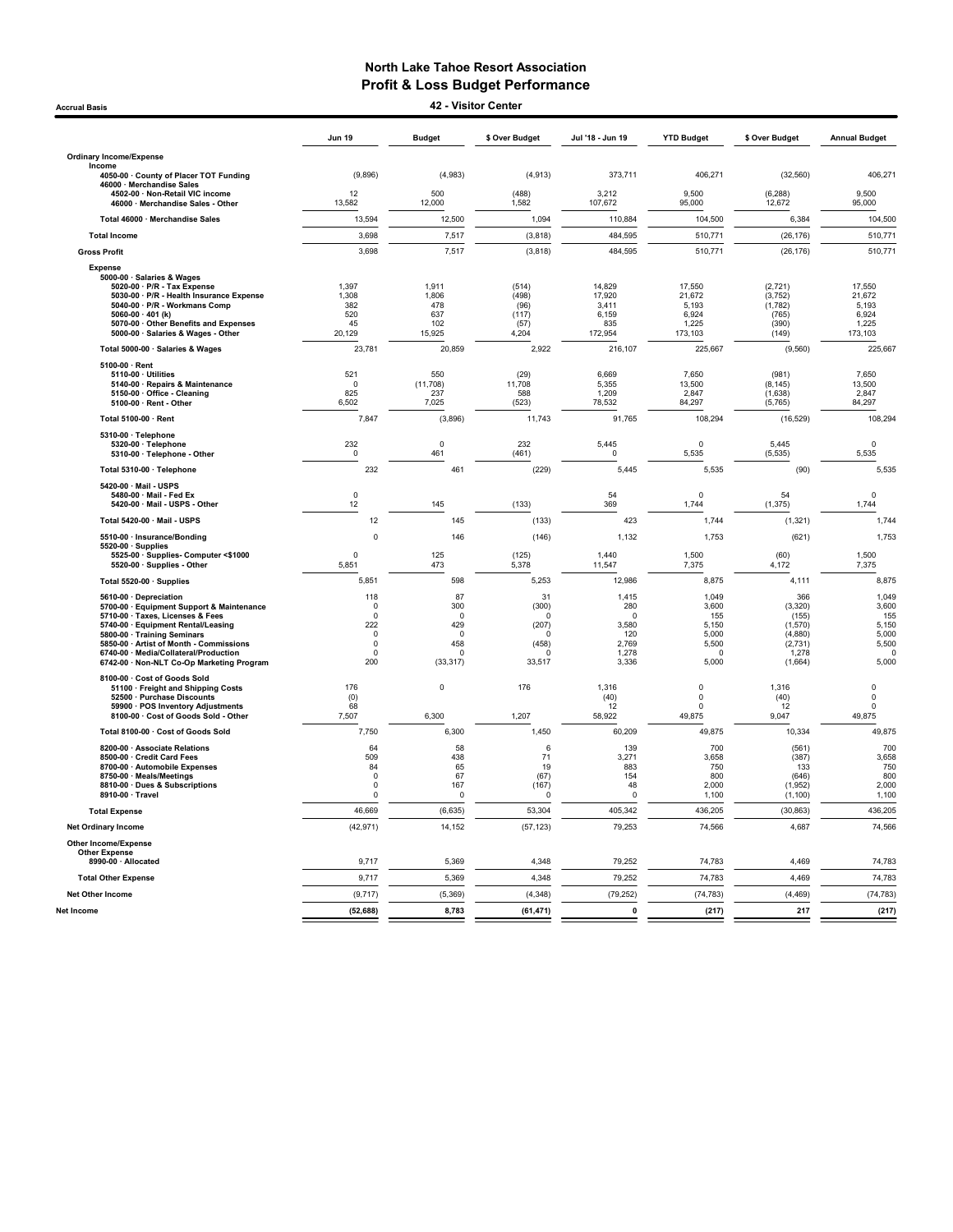# North Lake Tahoe Resort Association
## Profit & Loss Budget Performance
### 42 - Visitor Center

Accrual Basis

| | Jun 19 | Budget | $ Over Budget | Jul '18 - Jun 19 | YTD Budget | $ Over Budget | Annual Budget |
|---|---|---|---|---|---|---|---|
| **Ordinary Income/Expense** | | | | | | | |
| **Income** | | | | | | | |
| 4050-00 · County of Placer TOT Funding | (9,896) | (4,983) | (4,913) | 373,711 | 406,271 | (32,560) | 406,271 |
| 46000 · Merchandise Sales | | | | | | | |
| 4502-00 · Non-Retail VIC income | 12 | 500 | (488) | 3,212 | 9,500 | (6,288) | 9,500 |
| 46000 · Merchandise Sales - Other | 13,582 | 12,000 | 1,582 | 107,672 | 95,000 | 12,672 | 95,000 |
| Total 46000 · Merchandise Sales | 13,594 | 12,500 | 1,094 | 110,884 | 104,500 | 6,384 | 104,500 |
| **Total Income** | 3,698 | 7,517 | (3,818) | 484,595 | 510,771 | (26,176) | 510,771 |
| **Gross Profit** | 3,698 | 7,517 | (3,818) | 484,595 | 510,771 | (26,176) | 510,771 |
| **Expense** | | | | | | | |
| 5000-00 · Salaries & Wages | | | | | | | |
| 5020-00 · P/R - Tax Expense | 1,397 | 1,911 | (514) | 14,829 | 17,550 | (2,721) | 17,550 |
| 5030-00 · P/R - Health Insurance Expense | 1,308 | 1,806 | (498) | 17,920 | 21,672 | (3,752) | 21,672 |
| 5040-00 · P/R - Workmans Comp | 382 | 478 | (96) | 3,411 | 5,193 | (1,782) | 5,193 |
| 5060-00 · 401 (k) | 520 | 637 | (117) | 6,159 | 6,924 | (765) | 6,924 |
| 5070-00 · Other Benefits and Expenses | 45 | 102 | (57) | 835 | 1,225 | (390) | 1,225 |
| 5000-00 · Salaries & Wages - Other | 20,129 | 15,925 | 4,204 | 172,954 | 173,103 | (149) | 173,103 |
| Total 5000-00 · Salaries & Wages | 23,781 | 20,859 | 2,922 | 216,107 | 225,667 | (9,560) | 225,667 |
| 5100-00 · Rent | | | | | | | |
| 5110-00 · Utilities | 521 | 550 | (29) | 6,669 | 7,650 | (981) | 7,650 |
| 5140-00 · Repairs & Maintenance | 0 | (11,708) | 11,708 | 5,355 | 13,500 | (8,145) | 13,500 |
| 5150-00 · Office - Cleaning | 825 | 237 | 588 | 1,209 | 2,847 | (1,638) | 2,847 |
| 5100-00 · Rent - Other | 6,502 | 7,025 | (523) | 78,532 | 84,297 | (5,765) | 84,297 |
| Total 5100-00 · Rent | 7,847 | (3,896) | 11,743 | 91,765 | 108,294 | (16,529) | 108,294 |
| 5310-00 · Telephone | | | | | | | |
| 5320-00 · Telephone | 232 | 0 | 232 | 5,445 | 0 | 5,445 | 0 |
| 5310-00 · Telephone - Other | 0 | 461 | (461) | 0 | 5,535 | (5,535) | 5,535 |
| Total 5310-00 · Telephone | 232 | 461 | (229) | 5,445 | 5,535 | (90) | 5,535 |
| 5420-00 · Mail - USPS | | | | | | | |
| 5480-00 · Mail - Fed Ex | 0 | | | 54 | 0 | 54 | 0 |
| 5420-00 · Mail - USPS - Other | 12 | 145 | (133) | 369 | 1,744 | (1,375) | 1,744 |
| Total 5420-00 · Mail - USPS | 12 | 145 | (133) | 423 | 1,744 | (1,321) | 1,744 |
| 5510-00 · Insurance/Bonding | 0 | 146 | (146) | 1,132 | 1,753 | (621) | 1,753 |
| 5520-00 · Supplies | | | | | | | |
| 5525-00 · Supplies- Computer <$1000 | 0 | 125 | (125) | 1,440 | 1,500 | (60) | 1,500 |
| 5520-00 · Supplies - Other | 5,851 | 473 | 5,378 | 11,547 | 7,375 | 4,172 | 7,375 |
| Total 5520-00 · Supplies | 5,851 | 598 | 5,253 | 12,986 | 8,875 | 4,111 | 8,875 |
| 5610-00 · Depreciation | 118 | 87 | 31 | 1,415 | 1,049 | 366 | 1,049 |
| 5700-00 · Equipment Support & Maintenance | 0 | 300 | (300) | 280 | 3,600 | (3,320) | 3,600 |
| 5710-00 · Taxes, Licenses & Fees | 0 | 0 | 0 | 0 | 155 | (155) | 155 |
| 5740-00 · Equipment Rental/Leasing | 222 | 429 | (207) | 3,580 | 5,150 | (1,570) | 5,150 |
| 5800-00 · Training Seminars | 0 | 0 | 0 | 120 | 5,000 | (4,880) | 5,000 |
| 5850-00 · Artist of Month - Commissions | 0 | 458 | (458) | 2,769 | 5,500 | (2,731) | 5,500 |
| 6740-00 · Media/Collateral/Production | 0 | 0 | 0 | 1,278 | 0 | 1,278 | 0 |
| 6742-00 · Non-NLT Co-Op Marketing Program | 200 | (33,317) | 33,517 | 3,336 | 5,000 | (1,664) | 5,000 |
| 8100-00 · Cost of Goods Sold | | | | | | | |
| 51100 · Freight and Shipping Costs | 176 | 0 | 176 | 1,316 | 0 | 1,316 | 0 |
| 52500 · Purchase Discounts | (0) | | | (40) | 0 | (40) | 0 |
| 59900 · POS Inventory Adjustments | 68 | | | 12 | 0 | 12 | 0 |
| 8100-00 · Cost of Goods Sold - Other | 7,507 | 6,300 | 1,207 | 58,922 | 49,875 | 9,047 | 49,875 |
| Total 8100-00 · Cost of Goods Sold | 7,750 | 6,300 | 1,450 | 60,209 | 49,875 | 10,334 | 49,875 |
| 8200-00 · Associate Relations | 64 | 58 | 6 | 139 | 700 | (561) | 700 |
| 8500-00 · Credit Card Fees | 509 | 438 | 71 | 3,271 | 3,658 | (387) | 3,658 |
| 8700-00 · Automobile Expenses | 84 | 65 | 19 | 883 | 750 | 133 | 750 |
| 8750-00 · Meals/Meetings | 0 | 67 | (67) | 154 | 800 | (646) | 800 |
| 8810-00 · Dues & Subscriptions | 0 | 167 | (167) | 48 | 2,000 | (1,952) | 2,000 |
| 8910-00 · Travel | 0 | 0 | 0 | 0 | 1,100 | (1,100) | 1,100 |
| **Total Expense** | 46,669 | (6,635) | 53,304 | 405,342 | 436,205 | (30,863) | 436,205 |
| **Net Ordinary Income** | (42,971) | 14,152 | (57,123) | 79,253 | 74,566 | 4,687 | 74,566 |
| **Other Income/Expense** | | | | | | | |
| **Other Expense** | | | | | | | |
| 8990-00 · Allocated | 9,717 | 5,369 | 4,348 | 79,252 | 74,783 | 4,469 | 74,783 |
| **Total Other Expense** | 9,717 | 5,369 | 4,348 | 79,252 | 74,783 | 4,469 | 74,783 |
| **Net Other Income** | (9,717) | (5,369) | (4,348) | (79,252) | (74,783) | (4,469) | (74,783) |
| **Net Income** | **(52,688)** | **8,783** | **(61,471)** | **0** | **(217)** | **217** | **(217)** |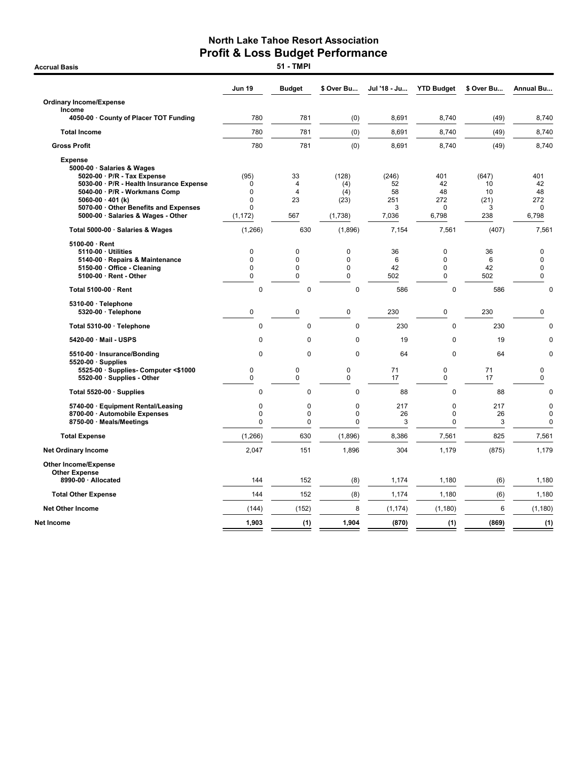# North Lake Tahoe Resort Association
## Profit & Loss Budget Performance
### 51 - TMPI

**Accrual Basis**

| | Jun 19 | Budget | $ Over Bu... | Jul '18 - Ju... | YTD Budget | $ Over Bu... | Annual Bu... |
|---|---|---|---|---|---|---|---|
| **Ordinary Income/Expense** | | | | | | | |
| **Income** | | | | | | | |
| **4050-00 · County of Placer TOT Funding** | 780 | 781 | (0) | 8,691 | 8,740 | (49) | 8,740 |
| **Total Income** | 780 | 781 | (0) | 8,691 | 8,740 | (49) | 8,740 |
| **Gross Profit** | 780 | 781 | (0) | 8,691 | 8,740 | (49) | 8,740 |
| **Expense** | | | | | | | |
| **5000-00 · Salaries & Wages** | | | | | | | |
| **5020-00 · P/R - Tax Expense** | (95) | 33 | (128) | (246) | 401 | (647) | 401 |
| **5030-00 · P/R - Health Insurance Expense** | 0 | 4 | (4) | 52 | 42 | 10 | 42 |
| **5040-00 · P/R - Workmans Comp** | 0 | 4 | (4) | 58 | 48 | 10 | 48 |
| **5060-00 · 401 (k)** | 0 | 23 | (23) | 251 | 272 | (21) | 272 |
| **5070-00 · Other Benefits and Expenses** | 0 | | | 3 | 0 | 3 | 0 |
| **5000-00 · Salaries & Wages - Other** | (1,172) | 567 | (1,738) | 7,036 | 6,798 | 238 | 6,798 |
| **Total 5000-00 · Salaries & Wages** | (1,266) | 630 | (1,896) | 7,154 | 7,561 | (407) | 7,561 |
| **5100-00 · Rent** | | | | | | | |
| **5110-00 · Utilities** | 0 | 0 | 0 | 36 | 0 | 36 | 0 |
| **5140-00 · Repairs & Maintenance** | 0 | 0 | 0 | 6 | 0 | 6 | 0 |
| **5150-00 · Office - Cleaning** | 0 | 0 | 0 | 42 | 0 | 42 | 0 |
| **5100-00 · Rent - Other** | 0 | 0 | 0 | 502 | 0 | 502 | 0 |
| **Total 5100-00 · Rent** | 0 | 0 | 0 | 586 | 0 | 586 | 0 |
| **5310-00 · Telephone** | | | | | | | |
| **5320-00 · Telephone** | 0 | 0 | 0 | 230 | 0 | 230 | 0 |
| **Total 5310-00 · Telephone** | 0 | 0 | 0 | 230 | 0 | 230 | 0 |
| **5420-00 · Mail - USPS** | 0 | 0 | 0 | 19 | 0 | 19 | 0 |
| **5510-00 · Insurance/Bonding** | 0 | 0 | 0 | 64 | 0 | 64 | 0 |
| **5520-00 · Supplies** | | | | | | | |
| **5525-00 · Supplies- Computer <$1000** | 0 | 0 | 0 | 71 | 0 | 71 | 0 |
| **5520-00 · Supplies - Other** | 0 | 0 | 0 | 17 | 0 | 17 | 0 |
| **Total 5520-00 · Supplies** | 0 | 0 | 0 | 88 | 0 | 88 | 0 |
| **5740-00 · Equipment Rental/Leasing** | 0 | 0 | 0 | 217 | 0 | 217 | 0 |
| **8700-00 · Automobile Expenses** | 0 | 0 | 0 | 26 | 0 | 26 | 0 |
| **8750-00 · Meals/Meetings** | 0 | 0 | 0 | 3 | 0 | 3 | 0 |
| **Total Expense** | (1,266) | 630 | (1,896) | 8,386 | 7,561 | 825 | 7,561 |
| **Net Ordinary Income** | 2,047 | 151 | 1,896 | 304 | 1,179 | (875) | 1,179 |
| **Other Income/Expense** | | | | | | | |
| **Other Expense** | | | | | | | |
| **8990-00 · Allocated** | 144 | 152 | (8) | 1,174 | 1,180 | (6) | 1,180 |
| **Total Other Expense** | 144 | 152 | (8) | 1,174 | 1,180 | (6) | 1,180 |
| **Net Other Income** | (144) | (152) | 8 | (1,174) | (1,180) | 6 | (1,180) |
| **Net Income** | **1,903** | **(1)** | **1,904** | **(870)** | **(1)** | **(869)** | **(1)** |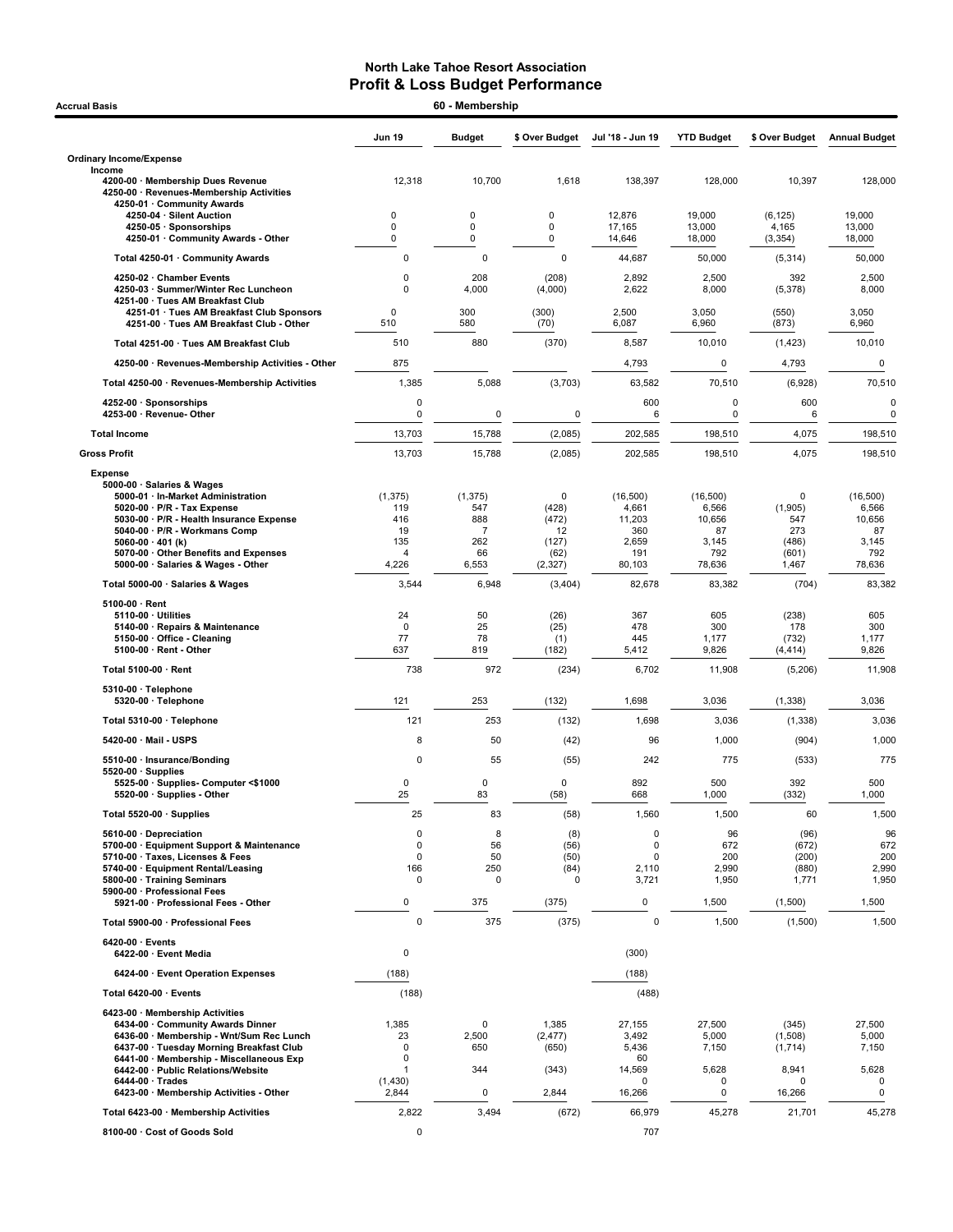# North Lake Tahoe Resort Association
## Profit & Loss Budget Performance

**Accrual Basis** — **60 - Membership**

| | Jun 19 | Budget | $ Over Budget | Jul '18 - Jun 19 | YTD Budget | $ Over Budget | Annual Budget |
|---|---|---|---|---|---|---|---|
| **Ordinary Income/Expense** | | | | | | | |
| **Income** | | | | | | | |
| 4200-00 · Membership Dues Revenue | 12,318 | 10,700 | 1,618 | 138,397 | 128,000 | 10,397 | 128,000 |
| 4250-00 · Revenues-Membership Activities | | | | | | | |
| 4250-01 · Community Awards | | | | | | | |
| 4250-04 · Silent Auction | 0 | 0 | 0 | 12,876 | 19,000 | (6,125) | 19,000 |
| 4250-05 · Sponsorships | 0 | 0 | 0 | 17,165 | 13,000 | 4,165 | 13,000 |
| 4250-01 · Community Awards - Other | 0 | 0 | 0 | 14,646 | 18,000 | (3,354) | 18,000 |
| Total 4250-01 · Community Awards | 0 | 0 | 0 | 44,687 | 50,000 | (5,314) | 50,000 |
| 4250-02 · Chamber Events | 0 | 208 | (208) | 2,892 | 2,500 | 392 | 2,500 |
| 4250-03 · Summer/Winter Rec Luncheon | 0 | 4,000 | (4,000) | 2,622 | 8,000 | (5,378) | 8,000 |
| 4251-00 · Tues AM Breakfast Club | | | | | | | |
| 4251-01 · Tues AM Breakfast Club Sponsors | 0 | 300 | (300) | 2,500 | 3,050 | (550) | 3,050 |
| 4251-00 · Tues AM Breakfast Club - Other | 510 | 580 | (70) | 6,087 | 6,960 | (873) | 6,960 |
| Total 4251-00 · Tues AM Breakfast Club | 510 | 880 | (370) | 8,587 | 10,010 | (1,423) | 10,010 |
| 4250-00 · Revenues-Membership Activities - Other | 875 | | | 4,793 | 0 | 4,793 | 0 |
| Total 4250-00 · Revenues-Membership Activities | 1,385 | 5,088 | (3,703) | 63,582 | 70,510 | (6,928) | 70,510 |
| 4252-00 · Sponsorships | 0 | | | 600 | 0 | 600 | 0 |
| 4253-00 · Revenue- Other | 0 | 0 | 0 | 6 | 0 | 6 | 0 |
| **Total Income** | 13,703 | 15,788 | (2,085) | 202,585 | 198,510 | 4,075 | 198,510 |
| **Gross Profit** | 13,703 | 15,788 | (2,085) | 202,585 | 198,510 | 4,075 | 198,510 |
| **Expense** | | | | | | | |
| 5000-00 · Salaries & Wages | | | | | | | |
| 5000-01 · In-Market Administration | (1,375) | (1,375) | 0 | (16,500) | (16,500) | 0 | (16,500) |
| 5020-00 · P/R - Tax Expense | 119 | 547 | (428) | 4,661 | 6,566 | (1,905) | 6,566 |
| 5030-00 · P/R - Health Insurance Expense | 416 | 888 | (472) | 11,203 | 10,656 | 547 | 10,656 |
| 5040-00 · P/R - Workmans Comp | 19 | 7 | 12 | 360 | 87 | 273 | 87 |
| 5060-00 · 401 (k) | 135 | 262 | (127) | 2,659 | 3,145 | (486) | 3,145 |
| 5070-00 · Other Benefits and Expenses | 4 | 66 | (62) | 191 | 792 | (601) | 792 |
| 5000-00 · Salaries & Wages - Other | 4,226 | 6,553 | (2,327) | 80,103 | 78,636 | 1,467 | 78,636 |
| Total 5000-00 · Salaries & Wages | 3,544 | 6,948 | (3,404) | 82,678 | 83,382 | (704) | 83,382 |
| 5100-00 · Rent | | | | | | | |
| 5110-00 · Utilities | 24 | 50 | (26) | 367 | 605 | (238) | 605 |
| 5140-00 · Repairs & Maintenance | 0 | 25 | (25) | 478 | 300 | 178 | 300 |
| 5150-00 · Office - Cleaning | 77 | 78 | (1) | 445 | 1,177 | (732) | 1,177 |
| 5100-00 · Rent - Other | 637 | 819 | (182) | 5,412 | 9,826 | (4,414) | 9,826 |
| Total 5100-00 · Rent | 738 | 972 | (234) | 6,702 | 11,908 | (5,206) | 11,908 |
| 5310-00 · Telephone | | | | | | | |
| 5320-00 · Telephone | 121 | 253 | (132) | 1,698 | 3,036 | (1,338) | 3,036 |
| Total 5310-00 · Telephone | 121 | 253 | (132) | 1,698 | 3,036 | (1,338) | 3,036 |
| 5420-00 · Mail - USPS | 8 | 50 | (42) | 96 | 1,000 | (904) | 1,000 |
| 5510-00 · Insurance/Bonding | 0 | 55 | (55) | 242 | 775 | (533) | 775 |
| 5520-00 · Supplies | | | | | | | |
| 5525-00 · Supplies- Computer <$1000 | 0 | 0 | 0 | 892 | 500 | 392 | 500 |
| 5520-00 · Supplies - Other | 25 | 83 | (58) | 668 | 1,000 | (332) | 1,000 |
| Total 5520-00 · Supplies | 25 | 83 | (58) | 1,560 | 1,500 | 60 | 1,500 |
| 5610-00 · Depreciation | 0 | 8 | (8) | 0 | 96 | (96) | 96 |
| 5700-00 · Equipment Support & Maintenance | 0 | 56 | (56) | 0 | 672 | (672) | 672 |
| 5710-00 · Taxes, Licenses & Fees | 0 | 50 | (50) | 0 | 200 | (200) | 200 |
| 5740-00 · Equipment Rental/Leasing | 166 | 250 | (84) | 2,110 | 2,990 | (880) | 2,990 |
| 5800-00 · Training Seminars | 0 | 0 | 0 | 3,721 | 1,950 | 1,771 | 1,950 |
| 5900-00 · Professional Fees | | | | | | | |
| 5921-00 · Professional Fees - Other | 0 | 375 | (375) | 0 | 1,500 | (1,500) | 1,500 |
| Total 5900-00 · Professional Fees | 0 | 375 | (375) | 0 | 1,500 | (1,500) | 1,500 |
| 6420-00 · Events | | | | | | | |
| 6422-00 · Event Media | 0 | | | (300) | | | |
| 6424-00 · Event Operation Expenses | (188) | | | (188) | | | |
| Total 6420-00 · Events | (188) | | | (488) | | | |
| 6423-00 · Membership Activities | | | | | | | |
| 6434-00 · Community Awards Dinner | 1,385 | 0 | 1,385 | 27,155 | 27,500 | (345) | 27,500 |
| 6436-00 · Membership - Wnt/Sum Rec Lunch | 23 | 2,500 | (2,477) | 3,492 | 5,000 | (1,508) | 5,000 |
| 6437-00 · Tuesday Morning Breakfast Club | 0 | 650 | (650) | 5,436 | 7,150 | (1,714) | 7,150 |
| 6441-00 · Membership - Miscellaneous Exp | 0 | | | 60 | | | |
| 6442-00 · Public Relations/Website | 1 | 344 | (343) | 14,569 | 5,628 | 8,941 | 5,628 |
| 6444-00 · Trades | (1,430) | | | 0 | 0 | 0 | 0 |
| 6423-00 · Membership Activities - Other | 2,844 | 0 | 2,844 | 16,266 | 0 | 16,266 | 0 |
| Total 6423-00 · Membership Activities | 2,822 | 3,494 | (672) | 66,979 | 45,278 | 21,701 | 45,278 |
| 8100-00 · Cost of Goods Sold | 0 | | | 707 | | | |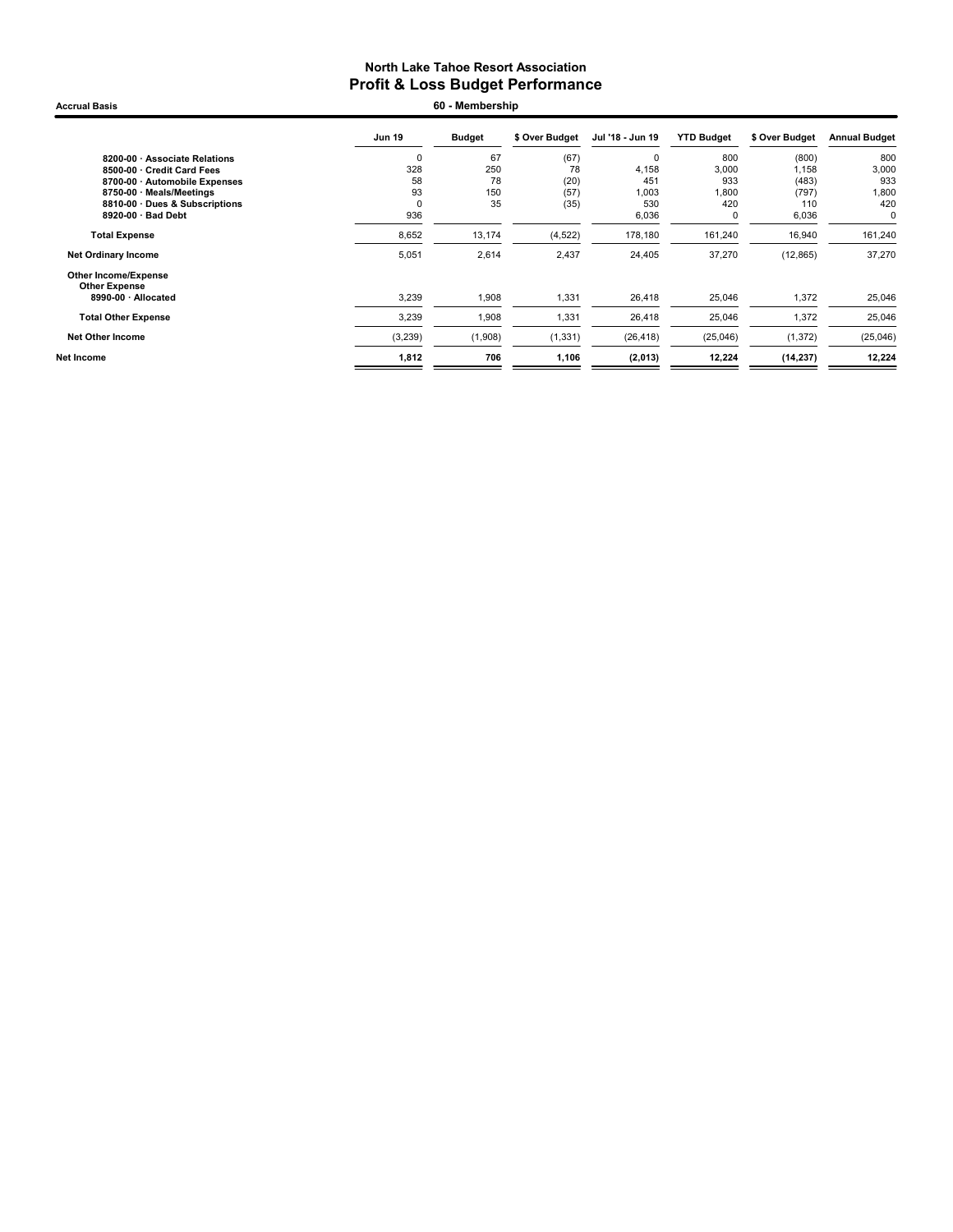# North Lake Tahoe Resort Association
## Profit & Loss Budget Performance

**Accrual Basis** — **60 - Membership**

| | Jun 19 | Budget | $ Over Budget | Jul '18 - Jun 19 | YTD Budget | $ Over Budget | Annual Budget |
|---|---|---|---|---|---|---|---|
| 8200-00 · Associate Relations | 0 | 67 | (67) | 0 | 800 | (800) | 800 |
| 8500-00 · Credit Card Fees | 328 | 250 | 78 | 4,158 | 3,000 | 1,158 | 3,000 |
| 8700-00 · Automobile Expenses | 58 | 78 | (20) | 451 | 933 | (483) | 933 |
| 8750-00 · Meals/Meetings | 93 | 150 | (57) | 1,003 | 1,800 | (797) | 1,800 |
| 8810-00 · Dues & Subscriptions | 0 | 35 | (35) | 530 | 420 | 110 | 420 |
| 8920-00 · Bad Debt | 936 | | | 6,036 | 0 | 6,036 | 0 |
| **Total Expense** | 8,652 | 13,174 | (4,522) | 178,180 | 161,240 | 16,940 | 161,240 |
| **Net Ordinary Income** | 5,051 | 2,614 | 2,437 | 24,405 | 37,270 | (12,865) | 37,270 |
| **Other Income/Expense** | | | | | | | |
| **Other Expense** | | | | | | | |
| 8990-00 · Allocated | 3,239 | 1,908 | 1,331 | 26,418 | 25,046 | 1,372 | 25,046 |
| **Total Other Expense** | 3,239 | 1,908 | 1,331 | 26,418 | 25,046 | 1,372 | 25,046 |
| **Net Other Income** | (3,239) | (1,908) | (1,331) | (26,418) | (25,046) | (1,372) | (25,046) |
| **Net Income** | **1,812** | **706** | **1,106** | **(2,013)** | **12,224** | **(14,237)** | **12,224** |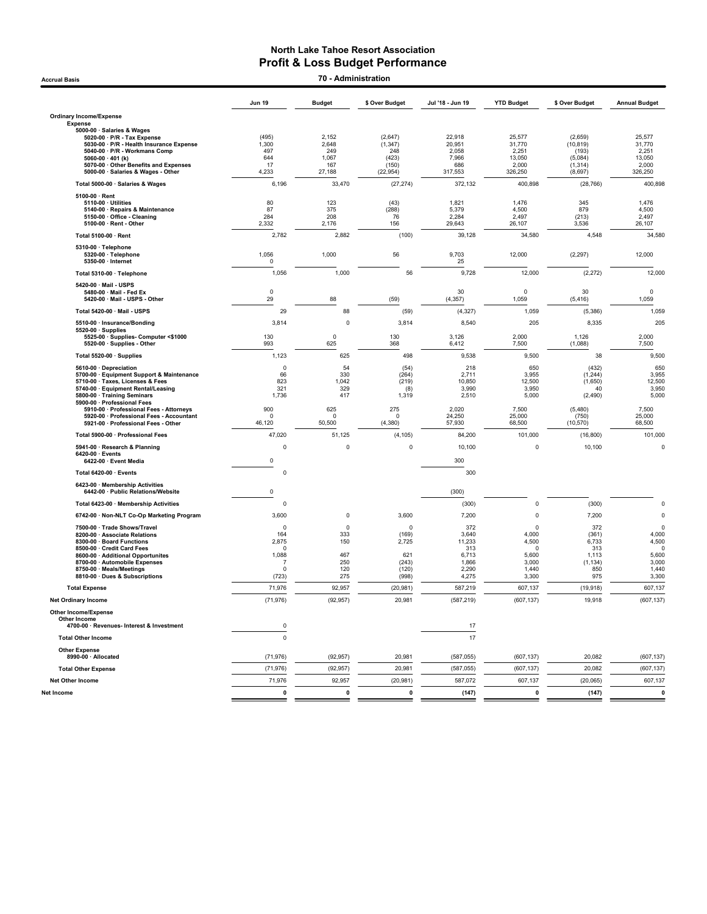# North Lake Tahoe Resort Association
## Profit & Loss Budget Performance

Accrual Basis

### 70 - Administration

| | Jun 19 | Budget | $ Over Budget | Jul '18 - Jun 19 | YTD Budget | $ Over Budget | Annual Budget |
|---|---|---|---|---|---|---|---|
| **Ordinary Income/Expense** | | | | | | | |
| **Expense** | | | | | | | |
| 5000-00 · Salaries & Wages | | | | | | | |
| 5020-00 · P/R - Tax Expense | (495) | 2,152 | (2,647) | 22,918 | 25,577 | (2,659) | 25,577 |
| 5030-00 · P/R - Health Insurance Expense | 1,300 | 2,648 | (1,347) | 20,951 | 31,770 | (10,819) | 31,770 |
| 5040-00 · P/R - Workmans Comp | 497 | 249 | 248 | 2,058 | 2,251 | (193) | 2,251 |
| 5060-00 · 401 (k) | 644 | 1,067 | (423) | 7,966 | 13,050 | (5,084) | 13,050 |
| 5070-00 · Other Benefits and Expenses | 17 | 167 | (150) | 686 | 2,000 | (1,314) | 2,000 |
| 5000-00 · Salaries & Wages - Other | 4,233 | 27,188 | (22,954) | 317,553 | 326,250 | (8,697) | 326,250 |
| **Total 5000-00 · Salaries & Wages** | 6,196 | 33,470 | (27,274) | 372,132 | 400,898 | (28,766) | 400,898 |
| 5100-00 · Rent | | | | | | | |
| 5110-00 · Utilities | 80 | 123 | (43) | 1,821 | 1,476 | 345 | 1,476 |
| 5140-00 · Repairs & Maintenance | 87 | 375 | (288) | 5,379 | 4,500 | 879 | 4,500 |
| 5150-00 · Office - Cleaning | 284 | 208 | 76 | 2,284 | 2,497 | (213) | 2,497 |
| 5100-00 · Rent - Other | 2,332 | 2,176 | 156 | 29,643 | 26,107 | 3,536 | 26,107 |
| **Total 5100-00 · Rent** | 2,782 | 2,882 | (100) | 39,128 | 34,580 | 4,548 | 34,580 |
| 5310-00 · Telephone | | | | | | | |
| 5320-00 · Telephone | 1,056 | 1,000 | 56 | 9,703 | 12,000 | (2,297) | 12,000 |
| 5350-00 · Internet | 0 | | | 25 | | | |
| **Total 5310-00 · Telephone** | 1,056 | 1,000 | 56 | 9,728 | 12,000 | (2,272) | 12,000 |
| 5420-00 · Mail - USPS | | | | | | | |
| 5480-00 · Mail - Fed Ex | 0 | | | 30 | 0 | 30 | 0 |
| 5420-00 · Mail - USPS - Other | 29 | 88 | (59) | (4,357) | 1,059 | (5,416) | 1,059 |
| **Total 5420-00 · Mail - USPS** | 29 | 88 | (59) | (4,327) | 1,059 | (5,386) | 1,059 |
| 5510-00 · Insurance/Bonding | 3,814 | 0 | 3,814 | 8,540 | 205 | 8,335 | 205 |
| 5520-00 · Supplies | | | | | | | |
| 5525-00 · Supplies- Computer <$1000 | 130 | 0 | 130 | 3,126 | 2,000 | 1,126 | 2,000 |
| 5520-00 · Supplies - Other | 993 | 625 | 368 | 6,412 | 7,500 | (1,088) | 7,500 |
| **Total 5520-00 · Supplies** | 1,123 | 625 | 498 | 9,538 | 9,500 | 38 | 9,500 |
| 5610-00 · Depreciation | 0 | 54 | (54) | 218 | 650 | (432) | 650 |
| 5700-00 · Equipment Support & Maintenance | 66 | 330 | (264) | 2,711 | 3,955 | (1,244) | 3,955 |
| 5710-00 · Taxes, Licenses & Fees | 823 | 1,042 | (219) | 10,850 | 12,500 | (1,650) | 12,500 |
| 5740-00 · Equipment Rental/Leasing | 321 | 329 | (8) | 3,990 | 3,950 | 40 | 3,950 |
| 5800-00 · Training Seminars | 1,736 | 417 | 1,319 | 2,510 | 5,000 | (2,490) | 5,000 |
| 5900-00 · Professional Fees | | | | | | | |
| 5910-00 · Professional Fees - Attorneys | 900 | 625 | 275 | 2,020 | 7,500 | (5,480) | 7,500 |
| 5920-00 · Professional Fees - Accountant | 0 | 0 | 0 | 24,250 | 25,000 | (750) | 25,000 |
| 5921-00 · Professional Fees - Other | 46,120 | 50,500 | (4,380) | 57,930 | 68,500 | (10,570) | 68,500 |
| **Total 5900-00 · Professional Fees** | 47,020 | 51,125 | (4,105) | 84,200 | 101,000 | (16,800) | 101,000 |
| 5941-00 · Research & Planning | 0 | 0 | 0 | 10,100 | 0 | 10,100 | 0 |
| 6420-00 · Events | | | | | | | |
| 6422-00 · Event Media | 0 | | | 300 | | | |
| **Total 6420-00 · Events** | 0 | | | 300 | | | |
| 6423-00 · Membership Activities | | | | | | | |
| 6442-00 · Public Relations/Website | 0 | | | (300) | | | |
| **Total 6423-00 · Membership Activities** | 0 | | | (300) | 0 | (300) | 0 |
| 6742-00 · Non-NLT Co-Op Marketing Program | 3,600 | 0 | 3,600 | 7,200 | 0 | 7,200 | 0 |
| 7500-00 · Trade Shows/Travel | 0 | 0 | 0 | 372 | 0 | 372 | 0 |
| 8200-00 · Associate Relations | 164 | 333 | (169) | 3,640 | 4,000 | (361) | 4,000 |
| 8300-00 · Board Functions | 2,875 | 150 | 2,725 | 11,233 | 4,500 | 6,733 | 4,500 |
| 8500-00 · Credit Card Fees | 0 | | | 313 | 0 | 313 | 0 |
| 8600-00 · Additional Opportunites | 1,088 | 467 | 621 | 6,713 | 5,600 | 1,113 | 5,600 |
| 8700-00 · Automobile Expenses | 7 | 250 | (243) | 1,866 | 3,000 | (1,134) | 3,000 |
| 8750-00 · Meals/Meetings | 0 | 120 | (120) | 2,290 | 1,440 | 850 | 1,440 |
| 8810-00 · Dues & Subscriptions | (723) | 275 | (998) | 4,275 | 3,300 | 975 | 3,300 |
| **Total Expense** | 71,976 | 92,957 | (20,981) | 587,219 | 607,137 | (19,918) | 607,137 |
| **Net Ordinary Income** | (71,976) | (92,957) | 20,981 | (587,219) | (607,137) | 19,918 | (607,137) |
| **Other Income/Expense** | | | | | | | |
| **Other Income** | | | | | | | |
| 4700-00 · Revenues- Interest & Investment | 0 | | | 17 | | | |
| **Total Other Income** | 0 | | | 17 | | | |
| **Other Expense** | | | | | | | |
| 8990-00 · Allocated | (71,976) | (92,957) | 20,981 | (587,055) | (607,137) | 20,082 | (607,137) |
| **Total Other Expense** | (71,976) | (92,957) | 20,981 | (587,055) | (607,137) | 20,082 | (607,137) |
| **Net Other Income** | 71,976 | 92,957 | (20,981) | 587,072 | 607,137 | (20,065) | 607,137 |
| **Net Income** | 0 | 0 | 0 | (147) | 0 | (147) | 0 |